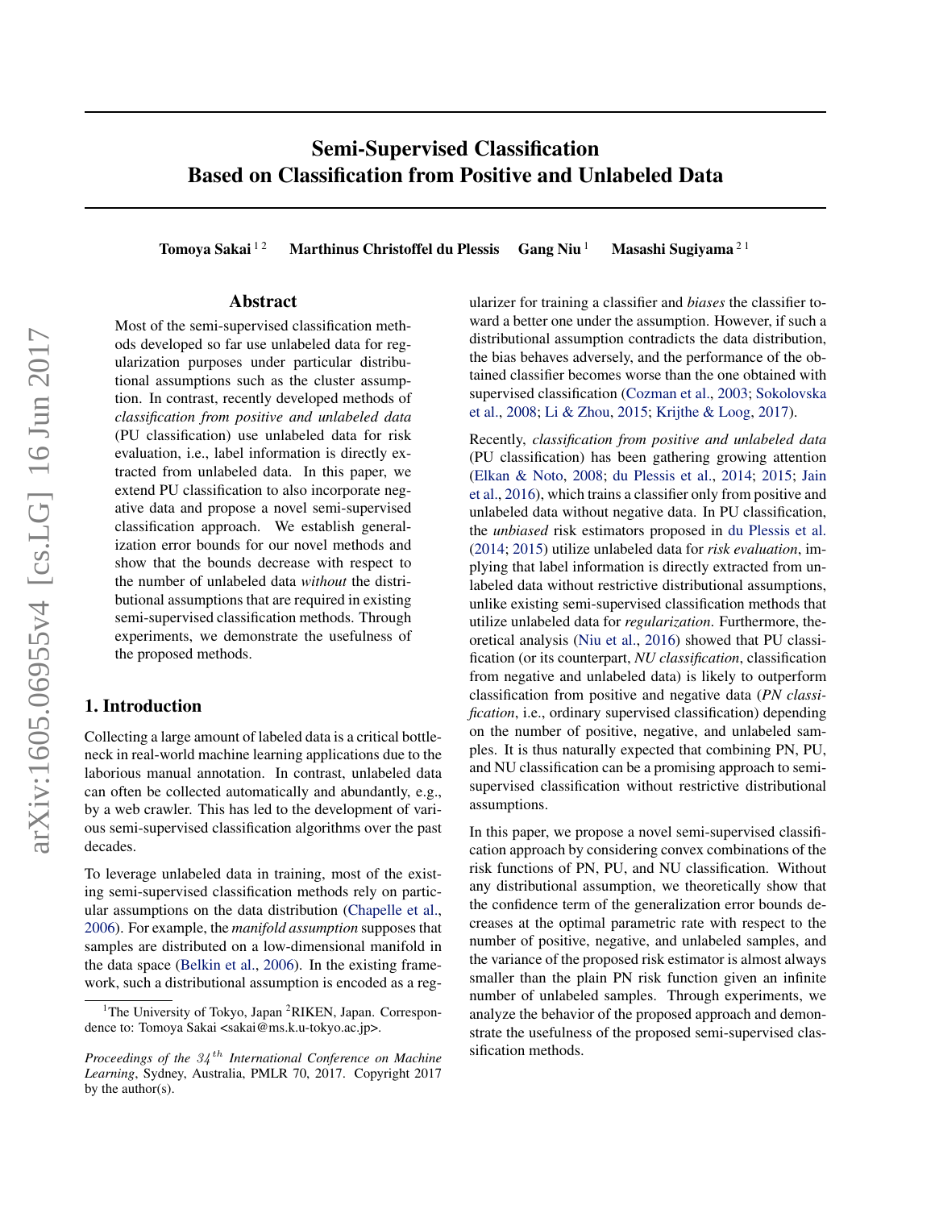# Semi-Supervised Classification Based on Classification from Positive and Unlabeled Data

**Tomoya Sakai** [1,2] **Marthinus Christoffel du Plessis** **Gang Niu** [1] **Masashi Sugiyama** [2,1]

## Abstract

Most of the semi-supervised classification methods developed so far use unlabeled data for regularization purposes under particular distributional assumptions such as the cluster assumption. In contrast, recently developed methods of *classification from positive and unlabeled data* (PU classification) use unlabeled data for risk evaluation, i.e., label information is directly extracted from unlabeled data. In this paper, we extend PU classification to also incorporate negative data and propose a novel semi-supervised classification approach. We establish generalization error bounds for our novel methods and show that the bounds decrease with respect to the number of unlabeled data *without* the distributional assumptions that are required in existing semi-supervised classification methods. Through experiments, we demonstrate the usefulness of the proposed methods.

## 1. Introduction

Collecting a large amount of labeled data is a critical bottleneck in real-world machine learning applications due to the laborious manual annotation. In contrast, unlabeled data can often be collected automatically and abundantly, e.g., by a web crawler. This has led to the development of various semi-supervised classification algorithms over the past decades.

To leverage unlabeled data in training, most of the existing semi-supervised classification methods rely on particular assumptions on the data distribution (Chapelle et al., 2006). For example, the *manifold assumption* supposes that samples are distributed on a low-dimensional manifold in the data space (Belkin et al., 2006). In the existing framework, such a distributional assumption is encoded as a regularizer for training a classifier and *biases* the classifier toward a better one under the assumption. However, if such a distributional assumption contradicts the data distribution, the bias behaves adversely, and the performance of the obtained classifier becomes worse than the one obtained with supervised classification (Cozman et al., 2003; Sokolovska et al., 2008; Li & Zhou, 2015; Krijthe & Loog, 2017).

Recently, *classification from positive and unlabeled data* (PU classification) has been gathering growing attention (Elkan & Noto, 2008; du Plessis et al., 2014; 2015; Jain et al., 2016), which trains a classifier only from positive and unlabeled data without negative data. In PU classification, the *unbiased* risk estimators proposed in du Plessis et al. (2014; 2015) utilize unlabeled data for *risk evaluation*, implying that label information is directly extracted from unlabeled data without restrictive distributional assumptions, unlike existing semi-supervised classification methods that utilize unlabeled data for *regularization*. Furthermore, theoretical analysis (Niu et al., 2016) showed that PU classification (or its counterpart, *NU classification*, classification from negative and unlabeled data) is likely to outperform classification from positive and negative data (*PN classification*, i.e., ordinary supervised classification) depending on the number of positive, negative, and unlabeled samples. It is thus naturally expected that combining PN, PU, and NU classification can be a promising approach to semi-supervised classification without restrictive distributional assumptions.

In this paper, we propose a novel semi-supervised classification approach by considering convex combinations of the risk functions of PN, PU, and NU classification. Without any distributional assumption, we theoretically show that the confidence term of the generalization error bounds decreases at the optimal parametric rate with respect to the number of positive, negative, and unlabeled samples, and the variance of the proposed risk estimator is almost always smaller than the plain PN risk function given an infinite number of unlabeled samples. Through experiments, we analyze the behavior of the proposed approach and demonstrate the usefulness of the proposed semi-supervised classification methods.

[1]The University of Tokyo, Japan [2]RIKEN, Japan. Correspondence to: Tomoya Sakai <sakai@ms.k.u-tokyo.ac.jp>.

*Proceedings of the $34^{th}$ International Conference on Machine Learning*, Sydney, Australia, PMLR 70, 2017. Copyright 2017 by the author(s).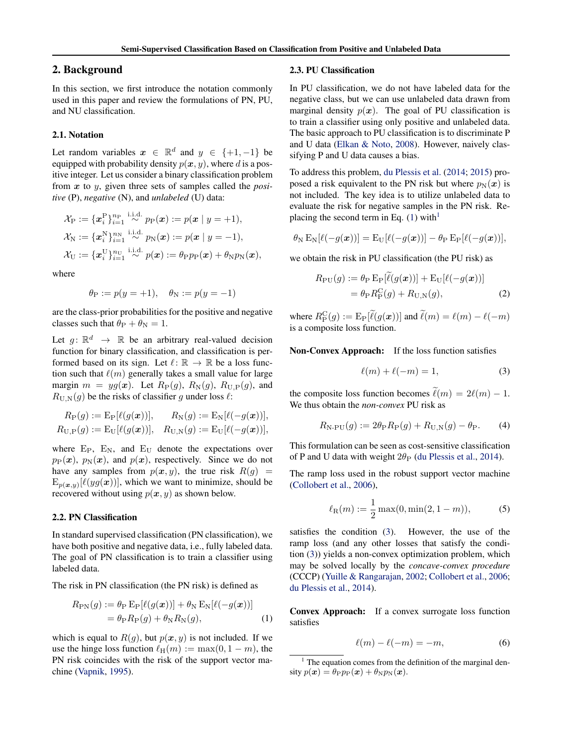## 2. Background

In this section, we first introduce the notation commonly used in this paper and review the formulations of PN, PU, and NU classification.

### 2.1. Notation

Let random variables $\boldsymbol{x} \in \mathbb{R}^d$ and $y \in \{+1, -1\}$ be equipped with probability density $p(\boldsymbol{x}, y)$, where $d$ is a positive integer. Let us consider a binary classification problem from $\boldsymbol{x}$ to $y$, given three sets of samples called the *positive* (P), *negative* (N), and *unlabeled* (U) data:

$$
\begin{aligned}
\mathcal{X}_{\mathrm{P}} &:= \{\boldsymbol{x}_i^{\mathrm{P}}\}_{i=1}^{n_{\mathrm{P}}} \overset{\text{i.i.d.}}{\sim} p_{\mathrm{P}}(\boldsymbol{x}) := p(\boldsymbol{x} \mid y = +1), \\
\mathcal{X}_{\mathrm{N}} &:= \{\boldsymbol{x}_i^{\mathrm{N}}\}_{i=1}^{n_{\mathrm{N}}} \overset{\text{i.i.d.}}{\sim} p_{\mathrm{N}}(\boldsymbol{x}) := p(\boldsymbol{x} \mid y = -1), \\
\mathcal{X}_{\mathrm{U}} &:= \{\boldsymbol{x}_i^{\mathrm{U}}\}_{i=1}^{n_{\mathrm{U}}} \overset{\text{i.i.d.}}{\sim} p(\boldsymbol{x}) := \theta_{\mathrm{P}} p_{\mathrm{P}}(\boldsymbol{x}) + \theta_{\mathrm{N}} p_{\mathrm{N}}(\boldsymbol{x}),
\end{aligned}
$$

where

$$
\theta_{\mathrm{P}} := p(y = +1), \quad \theta_{\mathrm{N}} := p(y = -1)
$$

are the class-prior probabilities for the positive and negative classes such that $\theta_{\mathrm{P}} + \theta_{\mathrm{N}} = 1$.

Let $g \colon \mathbb{R}^d \to \mathbb{R}$ be an arbitrary real-valued decision function for binary classification, and classification is performed based on its sign. Let $\ell \colon \mathbb{R} \to \mathbb{R}$ be a loss function such that $\ell(m)$ generally takes a small value for large margin $m = yg(\boldsymbol{x})$. Let $R_{\mathrm{P}}(g)$, $R_{\mathrm{N}}(g)$, $R_{\mathrm{U,P}}(g)$, and $R_{\mathrm{U,N}}(g)$ be the risks of classifier $g$ under loss $\ell$:

$$
\begin{aligned}
R_{\mathrm{P}}(g) &:= \mathrm{E}_{\mathrm{P}}[\ell(g(\boldsymbol{x}))], \quad & R_{\mathrm{N}}(g) &:= \mathrm{E}_{\mathrm{N}}[\ell(-g(\boldsymbol{x}))], \\
R_{\mathrm{U,P}}(g) &:= \mathrm{E}_{\mathrm{U}}[\ell(g(\boldsymbol{x}))], \quad & R_{\mathrm{U,N}}(g) &:= \mathrm{E}_{\mathrm{U}}[\ell(-g(\boldsymbol{x}))],
\end{aligned}
$$

where $\mathrm{E}_{\mathrm{P}}$, $\mathrm{E}_{\mathrm{N}}$, and $\mathrm{E}_{\mathrm{U}}$ denote the expectations over $p_{\mathrm{P}}(\boldsymbol{x})$, $p_{\mathrm{N}}(\boldsymbol{x})$, and $p(\boldsymbol{x})$, respectively. Since we do not have any samples from $p(\boldsymbol{x}, y)$, the true risk $R(g) = \mathrm{E}_{p(\boldsymbol{x},y)}[\ell(yg(\boldsymbol{x}))]$, which we want to minimize, should be recovered without using $p(\boldsymbol{x}, y)$ as shown below.

### 2.2. PN Classification

In standard supervised classification (PN classification), we have both positive and negative data, i.e., fully labeled data. The goal of PN classification is to train a classifier using labeled data.

The risk in PN classification (the PN risk) is defined as

$$
\begin{aligned}
R_{\mathrm{PN}}(g) &:= \theta_{\mathrm{P}} \mathrm{E}_{\mathrm{P}}[\ell(g(\boldsymbol{x}))] + \theta_{\mathrm{N}} \mathrm{E}_{\mathrm{N}}[\ell(-g(\boldsymbol{x}))] \\
&= \theta_{\mathrm{P}} R_{\mathrm{P}}(g) + \theta_{\mathrm{N}} R_{\mathrm{N}}(g), \qquad (1)
\end{aligned}
$$

which is equal to $R(g)$, but $p(\boldsymbol{x}, y)$ is not included. If we use the hinge loss function $\ell_{\mathrm{H}}(m) := \max(0, 1 - m)$, the PN risk coincides with the risk of the support vector machine (Vapnik, 1995).

### 2.3. PU Classification

In PU classification, we do not have labeled data for the negative class, but we can use unlabeled data drawn from marginal density $p(\boldsymbol{x})$. The goal of PU classification is to train a classifier using only positive and unlabeled data. The basic approach to PU classification is to discriminate P and U data (Elkan & Noto, 2008). However, naively classifying P and U data causes a bias.

To address this problem, du Plessis et al. (2014; 2015) proposed a risk equivalent to the PN risk but where $p_{\mathrm{N}}(\boldsymbol{x})$ is not included. The key idea is to utilize unlabeled data to evaluate the risk for negative samples in the PN risk. Replacing the second term in Eq. (1) with[1]

$$
\theta_{\mathrm{N}} \mathrm{E}_{\mathrm{N}}[\ell(-g(\boldsymbol{x}))] = \mathrm{E}_{\mathrm{U}}[\ell(-g(\boldsymbol{x}))] - \theta_{\mathrm{P}} \mathrm{E}_{\mathrm{P}}[\ell(-g(\boldsymbol{x}))],
$$

we obtain the risk in PU classification (the PU risk) as

$$
\begin{aligned}
R_{\mathrm{PU}}(g) &:= \theta_{\mathrm{P}} \mathrm{E}_{\mathrm{P}}[\widetilde{\ell}(g(\boldsymbol{x}))] + \mathrm{E}_{\mathrm{U}}[\ell(-g(\boldsymbol{x}))] \\
&= \theta_{\mathrm{P}} R_{\mathrm{P}}^{\mathrm{C}}(g) + R_{\mathrm{U,N}}(g), \qquad (2)
\end{aligned}
$$

where $R_{\mathrm{P}}^{\mathrm{C}}(g) := \mathrm{E}_{\mathrm{P}}[\widetilde{\ell}(g(\boldsymbol{x}))]$ and $\widetilde{\ell}(m) = \ell(m) - \ell(-m)$ is a composite loss function.

**Non-Convex Approach:** If the loss function satisfies

$$
\ell(m) + \ell(-m) = 1, \qquad (3)
$$

the composite loss function becomes $\widetilde{\ell}(m) = 2\ell(m) - 1$. We thus obtain the *non-convex* PU risk as

$$
R_{\text{N-PU}}(g) := 2\theta_{\mathrm{P}} R_{\mathrm{P}}(g) + R_{\mathrm{U,N}}(g) - \theta_{\mathrm{P}}. \qquad (4)
$$

This formulation can be seen as cost-sensitive classification of P and U data with weight $2\theta_{\mathrm{P}}$ (du Plessis et al., 2014).

The ramp loss used in the robust support vector machine (Collobert et al., 2006),

$$
\ell_{\mathrm{R}}(m) := \frac{1}{2} \max(0, \min(2, 1 - m)), \qquad (5)
$$

satisfies the condition (3). However, the use of the ramp loss (and any other losses that satisfy the condition (3)) yields a non-convex optimization problem, which may be solved locally by the *concave-convex procedure* (CCCP) (Yuille & Rangarajan, 2002; Collobert et al., 2006; du Plessis et al., 2014).

**Convex Approach:** If a convex surrogate loss function satisfies

$$
\ell(m) - \ell(-m) = -m, \qquad (6)
$$

[1] The equation comes from the definition of the marginal density $p(\boldsymbol{x}) = \theta_{\mathrm{P}} p_{\mathrm{P}}(\boldsymbol{x}) + \theta_{\mathrm{N}} p_{\mathrm{N}}(\boldsymbol{x})$.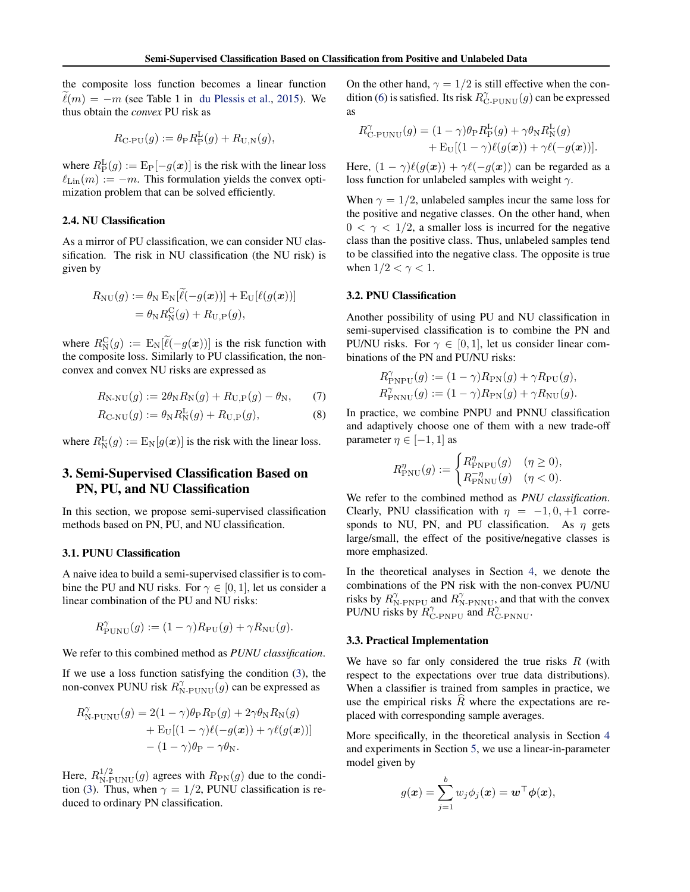the composite loss function becomes a linear function $\widetilde{\ell}(m) = -m$ (see Table 1 in du Plessis et al., 2015). We thus obtain the *convex* PU risk as

$$R_{\text{C-PU}}(g) := \theta_{\text{P}} R_{\text{P}}^{\text{L}}(g) + R_{\text{U,N}}(g),$$

where $R_{\text{P}}^{\text{L}}(g) := \mathrm{E}_{\text{P}}[-g(\boldsymbol{x})]$ is the risk with the linear loss $\ell_{\text{Lin}}(m) := -m$. This formulation yields the convex optimization problem that can be solved efficiently.

### 2.4. NU Classification

As a mirror of PU classification, we can consider NU classification. The risk in NU classification (the NU risk) is given by

$$\begin{aligned} R_{\text{NU}}(g) &:= \theta_{\text{N}} \mathrm{E}_{\text{N}}[\widetilde{\ell}(-g(\boldsymbol{x}))] + \mathrm{E}_{\text{U}}[\ell(g(\boldsymbol{x}))] \\ &= \theta_{\text{N}} R_{\text{N}}^{\text{C}}(g) + R_{\text{U,P}}(g), \end{aligned}$$

where $R_{\text{N}}^{\text{C}}(g) := \mathrm{E}_{\text{N}}[\widetilde{\ell}(-g(\boldsymbol{x}))]$ is the risk function with the composite loss. Similarly to PU classification, the non-convex and convex NU risks are expressed as

$$R_{\text{N-NU}}(g) := 2\theta_{\text{N}} R_{\text{N}}(g) + R_{\text{U,P}}(g) - \theta_{\text{N}}, \quad (7)$$

$$R_{\text{C-NU}}(g) := \theta_{\text{N}} R_{\text{N}}^{\text{L}}(g) + R_{\text{U,P}}(g), \quad (8)$$

where $R_{\text{N}}^{\text{L}}(g) := \mathrm{E}_{\text{N}}[g(\boldsymbol{x})]$ is the risk with the linear loss.

## 3. Semi-Supervised Classification Based on PN, PU, and NU Classification

In this section, we propose semi-supervised classification methods based on PN, PU, and NU classification.

### 3.1. PUNU Classification

A naive idea to build a semi-supervised classifier is to combine the PU and NU risks. For $\gamma \in [0, 1]$, let us consider a linear combination of the PU and NU risks:

$$R_{\text{PUNU}}^{\gamma}(g) := (1 - \gamma) R_{\text{PU}}(g) + \gamma R_{\text{NU}}(g).$$

We refer to this combined method as *PUNU classification*.

If we use a loss function satisfying the condition (3), the non-convex PUNU risk $R_{\text{N-PUNU}}^{\gamma}(g)$ can be expressed as

$$\begin{aligned} R_{\text{N-PUNU}}^{\gamma}(g) = & \, 2(1 - \gamma)\theta_{\text{P}} R_{\text{P}}(g) + 2\gamma\theta_{\text{N}} R_{\text{N}}(g) \\ & + \mathrm{E}_{\text{U}}[(1 - \gamma)\ell(-g(\boldsymbol{x})) + \gamma\ell(g(\boldsymbol{x}))] \\ & - (1 - \gamma)\theta_{\text{P}} - \gamma\theta_{\text{N}}. \end{aligned}$$

Here, $R_{\text{N-PUNU}}^{1/2}(g)$ agrees with $R_{\text{PN}}(g)$ due to the condition (3). Thus, when $\gamma = 1/2$, PUNU classification is reduced to ordinary PN classification.

On the other hand, $\gamma = 1/2$ is still effective when the condition (6) is satisfied. Its risk $R_{\text{C-PUNU}}^{\gamma}(g)$ can be expressed as

$$\begin{aligned} R_{\text{C-PUNU}}^{\gamma}(g) = & \, (1 - \gamma)\theta_{\text{P}} R_{\text{P}}^{\text{L}}(g) + \gamma\theta_{\text{N}} R_{\text{N}}^{\text{L}}(g) \\ & + \mathrm{E}_{\text{U}}[(1 - \gamma)\ell(g(\boldsymbol{x})) + \gamma\ell(-g(\boldsymbol{x}))]. \end{aligned}$$

Here, $(1 - \gamma)\ell(g(\boldsymbol{x})) + \gamma\ell(-g(\boldsymbol{x}))$ can be regarded as a loss function for unlabeled samples with weight $\gamma$.

When $\gamma = 1/2$, unlabeled samples incur the same loss for the positive and negative classes. On the other hand, when $0 < \gamma < 1/2$, a smaller loss is incurred for the negative class than the positive class. Thus, unlabeled samples tend to be classified into the negative class. The opposite is true when $1/2 < \gamma < 1$.

### 3.2. PNU Classification

Another possibility of using PU and NU classification in semi-supervised classification is to combine the PN and PU/NU risks. For $\gamma \in [0, 1]$, let us consider linear combinations of the PN and PU/NU risks:

$$\begin{aligned} R_{\text{PNPU}}^{\gamma}(g) &:= (1 - \gamma) R_{\text{PN}}(g) + \gamma R_{\text{PU}}(g), \\ R_{\text{PNNU}}^{\gamma}(g) &:= (1 - \gamma) R_{\text{PN}}(g) + \gamma R_{\text{NU}}(g). \end{aligned}$$

In practice, we combine PNPU and PNNU classification and adaptively choose one of them with a new trade-off parameter $\eta \in [-1, 1]$ as

$$R_{\text{PNU}}^{\eta}(g) := \begin{cases} R_{\text{PNPU}}^{\eta}(g) & (\eta \geq 0), \\ R_{\text{PNNU}}^{-\eta}(g) & (\eta < 0). \end{cases}$$

We refer to the combined method as *PNU classification*. Clearly, PNU classification with $\eta = -1, 0, +1$ corresponds to NU, PN, and PU classification. As $\eta$ gets large/small, the effect of the positive/negative classes is more emphasized.

In the theoretical analyses in Section 4, we denote the combinations of the PN risk with the non-convex PU/NU risks by $R_{\text{N-PNPU}}^{\gamma}$ and $R_{\text{N-PNNU}}^{\gamma}$, and that with the convex PU/NU risks by $R_{\text{C-PNPU}}^{\gamma}$ and $R_{\text{C-PNNU}}^{\gamma}$.

### 3.3. Practical Implementation

We have so far only considered the true risks $R$ (with respect to the expectations over true data distributions). When a classifier is trained from samples in practice, we use the empirical risks $\widehat{R}$ where the expectations are replaced with corresponding sample averages.

More specifically, in the theoretical analysis in Section 4 and experiments in Section 5, we use a linear-in-parameter model given by

$$g(\boldsymbol{x}) = \sum_{j=1}^{b} w_j \phi_j(\boldsymbol{x}) = \boldsymbol{w}^\top \boldsymbol{\phi}(\boldsymbol{x}),$$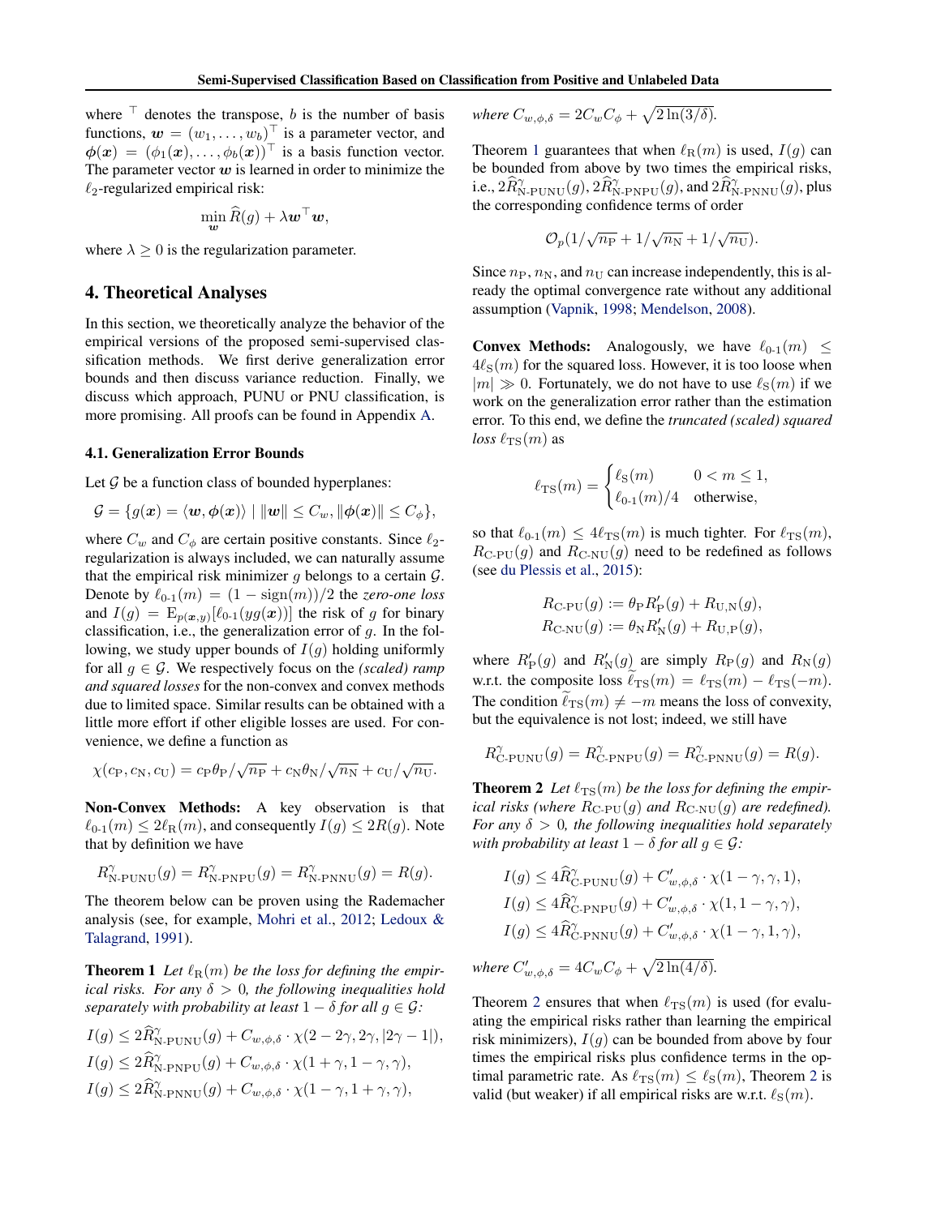where $^\top$ denotes the transpose, $b$ is the number of basis functions, $\boldsymbol{w} = (w_1, \ldots, w_b)^\top$ is a parameter vector, and $\boldsymbol{\phi}(\boldsymbol{x}) = (\phi_1(\boldsymbol{x}), \ldots, \phi_b(\boldsymbol{x}))^\top$ is a basis function vector. The parameter vector $\boldsymbol{w}$ is learned in order to minimize the $\ell_2$-regularized empirical risk:

$$\min_{\boldsymbol{w}} \widehat{R}(g) + \lambda \boldsymbol{w}^\top \boldsymbol{w},$$

where $\lambda \geq 0$ is the regularization parameter.

## 4. Theoretical Analyses

In this section, we theoretically analyze the behavior of the empirical versions of the proposed semi-supervised classification methods. We first derive generalization error bounds and then discuss variance reduction. Finally, we discuss which approach, PUNU or PNU classification, is more promising. All proofs can be found in Appendix A.

### 4.1. Generalization Error Bounds

Let $\mathcal{G}$ be a function class of bounded hyperplanes:

$$\mathcal{G} = \{g(\boldsymbol{x}) = \langle \boldsymbol{w}, \boldsymbol{\phi}(\boldsymbol{x}) \rangle \mid \|\boldsymbol{w}\| \leq C_w, \|\boldsymbol{\phi}(\boldsymbol{x})\| \leq C_\phi\},$$

where $C_w$ and $C_\phi$ are certain positive constants. Since $\ell_2$-regularization is always included, we can naturally assume that the empirical risk minimizer $g$ belongs to a certain $\mathcal{G}$. Denote by $\ell_{0\text{-}1}(m) = (1 - \mathrm{sign}(m))/2$ the *zero-one loss* and $I(g) = \mathrm{E}_{p(\boldsymbol{x},y)}[\ell_{0\text{-}1}(yg(\boldsymbol{x}))]$ the risk of $g$ for binary classification, i.e., the generalization error of $g$. In the following, we study upper bounds of $I(g)$ holding uniformly for all $g \in \mathcal{G}$. We respectively focus on the *(scaled) ramp and squared losses* for the non-convex and convex methods due to limited space. Similar results can be obtained with a little more effort if other eligible losses are used. For convenience, we define a function as

$$\chi(c_{\mathrm{P}}, c_{\mathrm{N}}, c_{\mathrm{U}}) = c_{\mathrm{P}}\theta_{\mathrm{P}}/\sqrt{n_{\mathrm{P}}} + c_{\mathrm{N}}\theta_{\mathrm{N}}/\sqrt{n_{\mathrm{N}}} + c_{\mathrm{U}}/\sqrt{n_{\mathrm{U}}}.$$

**Non-Convex Methods:** A key observation is that $\ell_{0\text{-}1}(m) \leq 2\ell_{\mathrm{R}}(m)$, and consequently $I(g) \leq 2R(g)$. Note that by definition we have

$$R^\gamma_{\text{N-PUNU}}(g) = R^\gamma_{\text{N-PNPU}}(g) = R^\gamma_{\text{N-PNNU}}(g) = R(g).$$

The theorem below can be proven using the Rademacher analysis (see, for example, Mohri et al., 2012; Ledoux & Talagrand, 1991).

**Theorem 1** *Let $\ell_{\mathrm{R}}(m)$ be the loss for defining the empirical risks. For any $\delta > 0$, the following inequalities hold separately with probability at least $1 - \delta$ for all $g \in \mathcal{G}$:*

$$I(g) \leq 2\widehat{R}^\gamma_{\text{N-PUNU}}(g) + C_{w,\phi,\delta} \cdot \chi(2 - 2\gamma, 2\gamma, |2\gamma - 1|),$$
$$I(g) \leq 2\widehat{R}^\gamma_{\text{N-PNPU}}(g) + C_{w,\phi,\delta} \cdot \chi(1 + \gamma, 1 - \gamma, \gamma),$$
$$I(g) \leq 2\widehat{R}^\gamma_{\text{N-PNNU}}(g) + C_{w,\phi,\delta} \cdot \chi(1 - \gamma, 1 + \gamma, \gamma),$$

*where $C_{w,\phi,\delta} = 2C_wC_\phi + \sqrt{2\ln(3/\delta)}$.*

Theorem 1 guarantees that when $\ell_{\mathrm{R}}(m)$ is used, $I(g)$ can be bounded from above by two times the empirical risks, i.e., $2\widehat{R}^\gamma_{\text{N-PUNU}}(g)$, $2\widehat{R}^\gamma_{\text{N-PNPU}}(g)$, and $2\widehat{R}^\gamma_{\text{N-PNNU}}(g)$, plus the corresponding confidence terms of order

$$\mathcal{O}_p(1/\sqrt{n_{\mathrm{P}}} + 1/\sqrt{n_{\mathrm{N}}} + 1/\sqrt{n_{\mathrm{U}}}).$$

Since $n_{\mathrm{P}}$, $n_{\mathrm{N}}$, and $n_{\mathrm{U}}$ can increase independently, this is already the optimal convergence rate without any additional assumption (Vapnik, 1998; Mendelson, 2008).

**Convex Methods:** Analogously, we have $\ell_{0\text{-}1}(m) \leq 4\ell_{\mathrm{S}}(m)$ for the squared loss. However, it is too loose when $|m| \gg 0$. Fortunately, we do not have to use $\ell_{\mathrm{S}}(m)$ if we work on the generalization error rather than the estimation error. To this end, we define the *truncated (scaled) squared loss* $\ell_{\mathrm{TS}}(m)$ as

$$\ell_{\mathrm{TS}}(m) = \begin{cases} \ell_{\mathrm{S}}(m) & 0 < m \leq 1, \\ \ell_{0\text{-}1}(m)/4 & \text{otherwise}, \end{cases}$$

so that $\ell_{0\text{-}1}(m) \leq 4\ell_{\mathrm{TS}}(m)$ is much tighter. For $\ell_{\mathrm{TS}}(m)$, $R_{\text{C-PU}}(g)$ and $R_{\text{C-NU}}(g)$ need to be redefined as follows (see du Plessis et al., 2015):

$$R_{\text{C-PU}}(g) := \theta_{\mathrm{P}} R'_{\mathrm{P}}(g) + R_{\mathrm{U,N}}(g),$$
$$R_{\text{C-NU}}(g) := \theta_{\mathrm{N}} R'_{\mathrm{N}}(g) + R_{\mathrm{U,P}}(g),$$

where $R'_{\mathrm{P}}(g)$ and $R'_{\mathrm{N}}(g)$ are simply $R_{\mathrm{P}}(g)$ and $R_{\mathrm{N}}(g)$ w.r.t. the composite loss $\widetilde{\ell}_{\mathrm{TS}}(m) = \ell_{\mathrm{TS}}(m) - \ell_{\mathrm{TS}}(-m)$. The condition $\widetilde{\ell}_{\mathrm{TS}}(m) \neq -m$ means the loss of convexity, but the equivalence is not lost; indeed, we still have

$$R^\gamma_{\text{C-PUNU}}(g) = R^\gamma_{\text{C-PNPU}}(g) = R^\gamma_{\text{C-PNNU}}(g) = R(g).$$

**Theorem 2** *Let $\ell_{\mathrm{TS}}(m)$ be the loss for defining the empirical risks (where $R_{\text{C-PU}}(g)$ and $R_{\text{C-NU}}(g)$ are redefined). For any $\delta > 0$, the following inequalities hold separately with probability at least $1 - \delta$ for all $g \in \mathcal{G}$:*

$$I(g) \leq 4\widehat{R}^\gamma_{\text{C-PUNU}}(g) + C'_{w,\phi,\delta} \cdot \chi(1 - \gamma, \gamma, 1),$$
$$I(g) \leq 4\widehat{R}^\gamma_{\text{C-PNPU}}(g) + C'_{w,\phi,\delta} \cdot \chi(1, 1 - \gamma, \gamma),$$
$$I(g) \leq 4\widehat{R}^\gamma_{\text{C-PNNU}}(g) + C'_{w,\phi,\delta} \cdot \chi(1 - \gamma, 1, \gamma),$$

*where $C'_{w,\phi,\delta} = 4C_wC_\phi + \sqrt{2\ln(4/\delta)}$.*

Theorem 2 ensures that when $\ell_{\mathrm{TS}}(m)$ is used (for evaluating the empirical risks rather than learning the empirical risk minimizers), $I(g)$ can be bounded from above by four times the empirical risks plus confidence terms in the optimal parametric rate. As $\ell_{\mathrm{TS}}(m) \leq \ell_{\mathrm{S}}(m)$, Theorem 2 is valid (but weaker) if all empirical risks are w.r.t. $\ell_{\mathrm{S}}(m)$.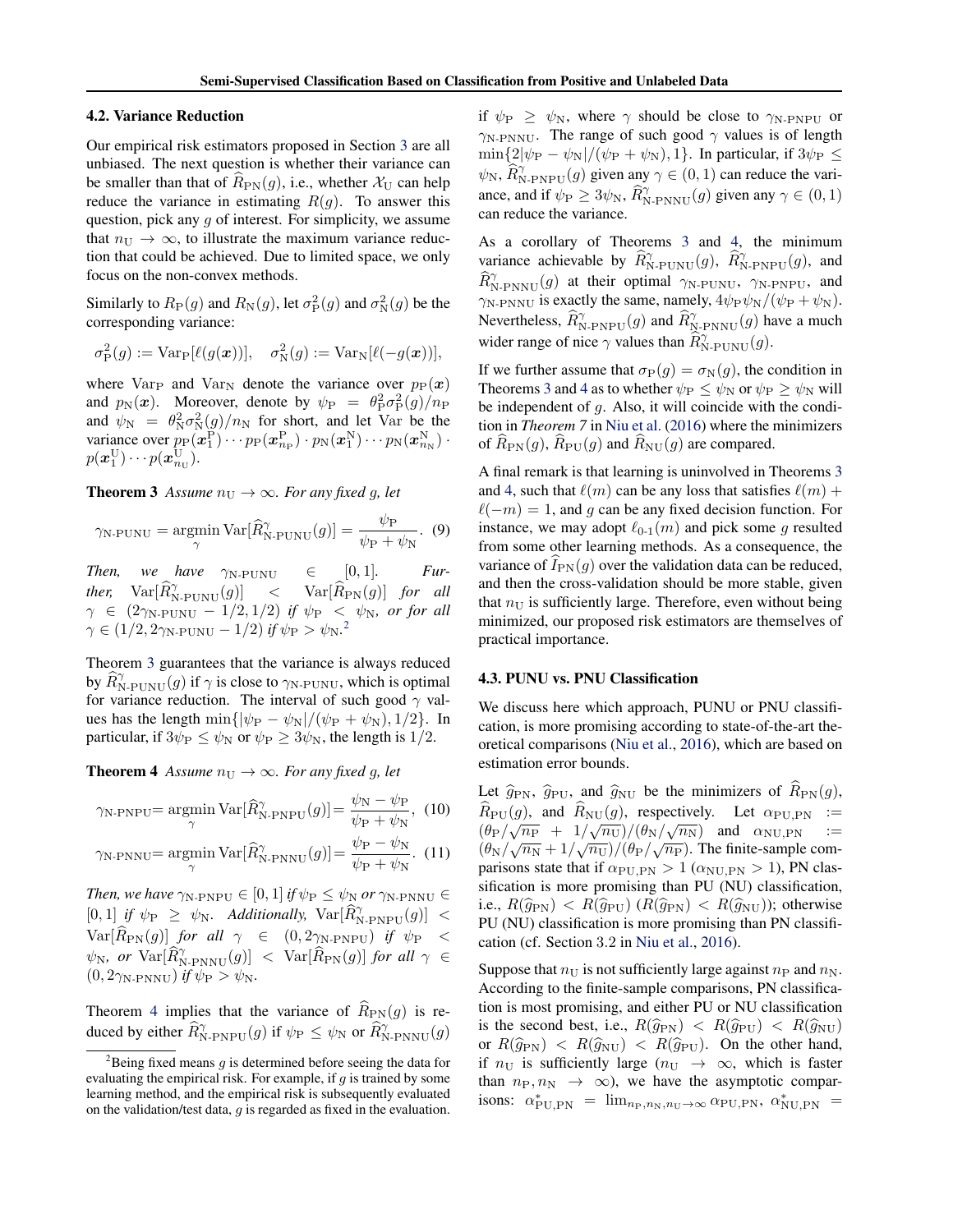### 4.2. Variance Reduction

Our empirical risk estimators proposed in Section 3 are all unbiased. The next question is whether their variance can be smaller than that of $\widehat{R}_{\mathrm{PN}}(g)$, i.e., whether $\mathcal{X}_{\mathrm{U}}$ can help reduce the variance in estimating $R(g)$. To answer this question, pick any $g$ of interest. For simplicity, we assume that $n_{\mathrm{U}} \to \infty$, to illustrate the maximum variance reduction that could be achieved. Due to limited space, we only focus on the non-convex methods.

Similarly to $R_{\mathrm{P}}(g)$ and $R_{\mathrm{N}}(g)$, let $\sigma^2_{\mathrm{P}}(g)$ and $\sigma^2_{\mathrm{N}}(g)$ be the corresponding variance:

$$\sigma^2_{\mathrm{P}}(g) := \mathrm{Var}_{\mathrm{P}}[\ell(g(\boldsymbol{x}))], \quad \sigma^2_{\mathrm{N}}(g) := \mathrm{Var}_{\mathrm{N}}[\ell(-g(\boldsymbol{x}))],$$

where $\mathrm{Var}_{\mathrm{P}}$ and $\mathrm{Var}_{\mathrm{N}}$ denote the variance over $p_{\mathrm{P}}(\boldsymbol{x})$ and $p_{\mathrm{N}}(\boldsymbol{x})$. Moreover, denote by $\psi_{\mathrm{P}} = \theta^2_{\mathrm{P}}\sigma^2_{\mathrm{P}}(g)/n_{\mathrm{P}}$ and $\psi_{\mathrm{N}} = \theta^2_{\mathrm{N}}\sigma^2_{\mathrm{N}}(g)/n_{\mathrm{N}}$ for short, and let Var be the variance over $p_{\mathrm{P}}(\boldsymbol{x}^{\mathrm{P}}_1)\cdots p_{\mathrm{P}}(\boldsymbol{x}^{\mathrm{P}}_{n_{\mathrm{P}}}) \cdot p_{\mathrm{N}}(\boldsymbol{x}^{\mathrm{N}}_1)\cdots p_{\mathrm{N}}(\boldsymbol{x}^{\mathrm{N}}_{n_{\mathrm{N}}}) \cdot p(\boldsymbol{x}^{\mathrm{U}}_1)\cdots p(\boldsymbol{x}^{\mathrm{U}}_{n_{\mathrm{U}}})$.

**Theorem 3** *Assume $n_{\mathrm{U}} \to \infty$. For any fixed $g$, let*

$$\gamma_{\text{N-PUNU}} = \operatorname*{argmin}_{\gamma} \mathrm{Var}[\widehat{R}^{\gamma}_{\text{N-PUNU}}(g)] = \frac{\psi_{\mathrm{P}}}{\psi_{\mathrm{P}} + \psi_{\mathrm{N}}}. \quad (9)$$

*Then, we have $\gamma_{\text{N-PUNU}} \in [0, 1]$. Further, $\mathrm{Var}[\widehat{R}^{\gamma}_{\text{N-PUNU}}(g)] < \mathrm{Var}[\widehat{R}_{\mathrm{PN}}(g)]$ for all $\gamma \in (2\gamma_{\text{N-PUNU}} - 1/2, 1/2)$ if $\psi_{\mathrm{P}} < \psi_{\mathrm{N}}$, or for all $\gamma \in (1/2, 2\gamma_{\text{N-PUNU}} - 1/2)$ if $\psi_{\mathrm{P}} > \psi_{\mathrm{N}}$.*[2]

Theorem 3 guarantees that the variance is always reduced by $\widehat{R}^{\gamma}_{\text{N-PUNU}}(g)$ if $\gamma$ is close to $\gamma_{\text{N-PUNU}}$, which is optimal for variance reduction. The interval of such good $\gamma$ values has the length $\min\{|\psi_{\mathrm{P}} - \psi_{\mathrm{N}}|/(\psi_{\mathrm{P}} + \psi_{\mathrm{N}}), 1/2\}$. In particular, if $3\psi_{\mathrm{P}} \le \psi_{\mathrm{N}}$ or $\psi_{\mathrm{P}} \ge 3\psi_{\mathrm{N}}$, the length is $1/2$.

**Theorem 4** *Assume $n_{\mathrm{U}} \to \infty$. For any fixed $g$, let*

$$\gamma_{\text{N-PNPU}} = \operatorname*{argmin}_{\gamma} \mathrm{Var}[\widehat{R}^{\gamma}_{\text{N-PNPU}}(g)] = \frac{\psi_{\mathrm{N}} - \psi_{\mathrm{P}}}{\psi_{\mathrm{P}} + \psi_{\mathrm{N}}}, \quad (10)$$

$$\gamma_{\text{N-PNNU}} = \operatorname*{argmin}_{\gamma} \mathrm{Var}[\widehat{R}^{\gamma}_{\text{N-PNNU}}(g)] = \frac{\psi_{\mathrm{P}} - \psi_{\mathrm{N}}}{\psi_{\mathrm{P}} + \psi_{\mathrm{N}}}. \quad (11)$$

*Then, we have $\gamma_{\text{N-PNPU}} \in [0, 1]$ if $\psi_{\mathrm{P}} \le \psi_{\mathrm{N}}$ or $\gamma_{\text{N-PNNU}} \in [0, 1]$ if $\psi_{\mathrm{P}} \ge \psi_{\mathrm{N}}$. Additionally, $\mathrm{Var}[\widehat{R}^{\gamma}_{\text{N-PNPU}}(g)] < \mathrm{Var}[\widehat{R}_{\mathrm{PN}}(g)]$ for all $\gamma \in (0, 2\gamma_{\text{N-PNPU}})$ if $\psi_{\mathrm{P}} < \psi_{\mathrm{N}}$, or $\mathrm{Var}[\widehat{R}^{\gamma}_{\text{N-PNNU}}(g)] < \mathrm{Var}[\widehat{R}_{\mathrm{PN}}(g)]$ for all $\gamma \in (0, 2\gamma_{\text{N-PNNU}})$ if $\psi_{\mathrm{P}} > \psi_{\mathrm{N}}$.*

Theorem 4 implies that the variance of $\widehat{R}_{\mathrm{PN}}(g)$ is reduced by either $\widehat{R}^{\gamma}_{\text{N-PNPU}}(g)$ if $\psi_{\mathrm{P}} \le \psi_{\mathrm{N}}$ or $\widehat{R}^{\gamma}_{\text{N-PNNU}}(g)$ if $\psi_{\mathrm{P}} \ge \psi_{\mathrm{N}}$, where $\gamma$ should be close to $\gamma_{\text{N-PNPU}}$ or $\gamma_{\text{N-PNNU}}$. The range of such good $\gamma$ values is of length $\min\{2|\psi_{\mathrm{P}} - \psi_{\mathrm{N}}|/(\psi_{\mathrm{P}} + \psi_{\mathrm{N}}), 1\}$. In particular, if $3\psi_{\mathrm{P}} \le \psi_{\mathrm{N}}$, $\widehat{R}^{\gamma}_{\text{N-PNPU}}(g)$ given any $\gamma \in (0, 1)$ can reduce the variance, and if $\psi_{\mathrm{P}} \ge 3\psi_{\mathrm{N}}$, $\widehat{R}^{\gamma}_{\text{N-PNNU}}(g)$ given any $\gamma \in (0, 1)$ can reduce the variance.

As a corollary of Theorems 3 and 4, the minimum variance achievable by $\widehat{R}^{\gamma}_{\text{N-PUNU}}(g)$, $\widehat{R}^{\gamma}_{\text{N-PNPU}}(g)$, and $\widehat{R}^{\gamma}_{\text{N-PNNU}}(g)$ at their optimal $\gamma_{\text{N-PUNU}}$, $\gamma_{\text{N-PNPU}}$, and $\gamma_{\text{N-PNNU}}$ is exactly the same, namely, $4\psi_{\mathrm{P}}\psi_{\mathrm{N}}/(\psi_{\mathrm{P}} + \psi_{\mathrm{N}})$. Nevertheless, $\widehat{R}^{\gamma}_{\text{N-PNPU}}(g)$ and $\widehat{R}^{\gamma}_{\text{N-PNNU}}(g)$ have a much wider range of nice $\gamma$ values than $\widehat{R}^{\gamma}_{\text{N-PUNU}}(g)$.

If we further assume that $\sigma_{\mathrm{P}}(g) = \sigma_{\mathrm{N}}(g)$, the condition in Theorems 3 and 4 as to whether $\psi_{\mathrm{P}} \le \psi_{\mathrm{N}}$ or $\psi_{\mathrm{P}} \ge \psi_{\mathrm{N}}$ will be independent of $g$. Also, it will coincide with the condition in *Theorem 7* in Niu et al. (2016) where the minimizers of $\widehat{R}_{\mathrm{PN}}(g)$, $\widehat{R}_{\mathrm{PU}}(g)$ and $\widehat{R}_{\mathrm{NU}}(g)$ are compared.

A final remark is that learning is uninvolved in Theorems 3 and 4, such that $\ell(m)$ can be any loss that satisfies $\ell(m) + \ell(-m) = 1$, and $g$ can be any fixed decision function. For instance, we may adopt $\ell_{0\text{-}1}(m)$ and pick some $g$ resulted from some other learning methods. As a consequence, the variance of $\widehat{I}_{\mathrm{PN}}(g)$ over the validation data can be reduced, and then the cross-validation should be more stable, given that $n_{\mathrm{U}}$ is sufficiently large. Therefore, even without being minimized, our proposed risk estimators are themselves of practical importance.

### 4.3. PUNU vs. PNU Classification

We discuss here which approach, PUNU or PNU classification, is more promising according to state-of-the-art theoretical comparisons (Niu et al., 2016), which are based on estimation error bounds.

Let $\widehat{g}_{\mathrm{PN}}$, $\widehat{g}_{\mathrm{PU}}$, and $\widehat{g}_{\mathrm{NU}}$ be the minimizers of $\widehat{R}_{\mathrm{PN}}(g)$, $\widehat{R}_{\mathrm{PU}}(g)$, and $\widehat{R}_{\mathrm{NU}}(g)$, respectively. Let $\alpha_{\mathrm{PU,PN}} := (\theta_{\mathrm{P}}/\sqrt{n_{\mathrm{P}}} + 1/\sqrt{n_{\mathrm{U}}})/(\theta_{\mathrm{N}}/\sqrt{n_{\mathrm{N}}})$ and $\alpha_{\mathrm{NU,PN}} := (\theta_{\mathrm{N}}/\sqrt{n_{\mathrm{N}}} + 1/\sqrt{n_{\mathrm{U}}})/(\theta_{\mathrm{P}}/\sqrt{n_{\mathrm{P}}})$. The finite-sample comparisons state that if $\alpha_{\mathrm{PU,PN}} > 1$ ($\alpha_{\mathrm{NU,PN}} > 1$), PN classification is more promising than PU (NU) classification, i.e., $R(\widehat{g}_{\mathrm{PN}}) < R(\widehat{g}_{\mathrm{PU}})$ ($R(\widehat{g}_{\mathrm{PN}}) < R(\widehat{g}_{\mathrm{NU}})$); otherwise PU (NU) classification is more promising than PN classification (cf. Section 3.2 in Niu et al., 2016).

Suppose that $n_{\mathrm{U}}$ is not sufficiently large against $n_{\mathrm{P}}$ and $n_{\mathrm{N}}$. According to the finite-sample comparisons, PN classification is most promising, and either PU or NU classification is the second best, i.e., $R(\widehat{g}_{\mathrm{PN}}) < R(\widehat{g}_{\mathrm{PU}}) < R(\widehat{g}_{\mathrm{NU}})$ or $R(\widehat{g}_{\mathrm{PN}}) < R(\widehat{g}_{\mathrm{NU}}) < R(\widehat{g}_{\mathrm{PU}})$. On the other hand, if $n_{\mathrm{U}}$ is sufficiently large ($n_{\mathrm{U}} \to \infty$, which is faster than $n_{\mathrm{P}}, n_{\mathrm{N}} \to \infty$), we have the asymptotic comparisons: $\alpha^*_{\mathrm{PU,PN}} = \lim_{n_{\mathrm{P}},n_{\mathrm{N}},n_{\mathrm{U}}\to\infty} \alpha_{\mathrm{PU,PN}}$, $\alpha^*_{\mathrm{NU,PN}} =$

[2] Being fixed means $g$ is determined before seeing the data for evaluating the empirical risk. For example, if $g$ is trained by some learning method, and the empirical risk is subsequently evaluated on the validation/test data, $g$ is regarded as fixed in the evaluation.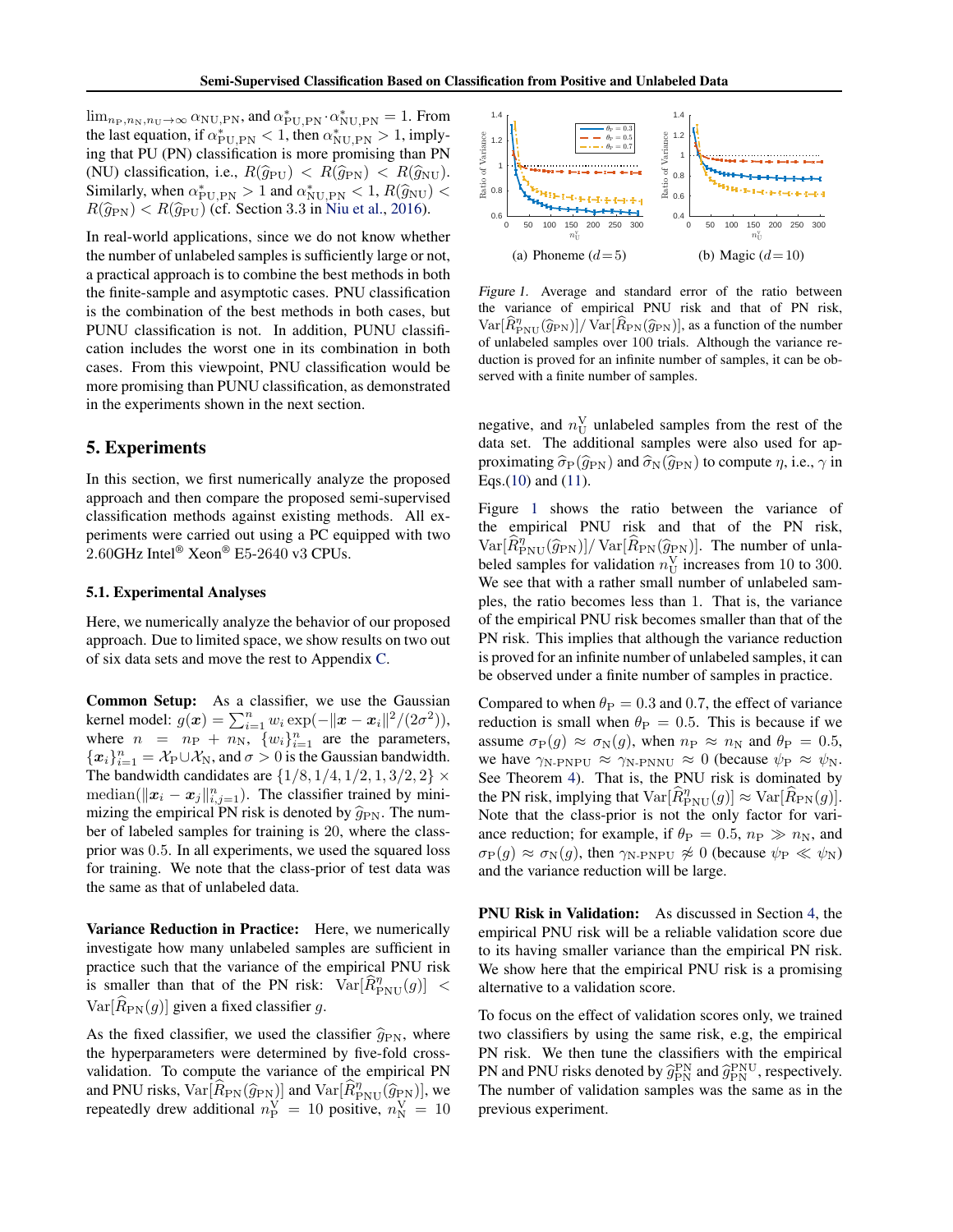$\lim_{n_{\mathrm{P}}, n_{\mathrm{N}}, n_{\mathrm{U}} \to \infty} \alpha_{\mathrm{NU,PN}}$, and $\alpha^*_{\mathrm{PU,PN}} \cdot \alpha^*_{\mathrm{NU,PN}} = 1$. From the last equation, if $\alpha^*_{\mathrm{PU,PN}} < 1$, then $\alpha^*_{\mathrm{NU,PN}} > 1$, implying that PU (PN) classification is more promising than PN (NU) classification, i.e., $R(\widehat{g}_{\mathrm{PU}}) < R(\widehat{g}_{\mathrm{PN}}) < R(\widehat{g}_{\mathrm{NU}})$. Similarly, when $\alpha^*_{\mathrm{PU,PN}} > 1$ and $\alpha^*_{\mathrm{NU,PN}} < 1$, $R(\widehat{g}_{\mathrm{NU}}) < R(\widehat{g}_{\mathrm{PN}}) < R(\widehat{g}_{\mathrm{PU}})$ (cf. Section 3.3 in Niu et al., 2016).

In real-world applications, since we do not know whether the number of unlabeled samples is sufficiently large or not, a practical approach is to combine the best methods in both the finite-sample and asymptotic cases. PNU classification is the combination of the best methods in both cases, but PUNU classification is not. In addition, PUNU classification includes the worst one in its combination in both cases. From this viewpoint, PNU classification would be more promising than PUNU classification, as demonstrated in the experiments shown in the next section.

## 5. Experiments

In this section, we first numerically analyze the proposed approach and then compare the proposed semi-supervised classification methods against existing methods. All experiments were carried out using a PC equipped with two 2.60GHz Intel® Xeon® E5-2640 v3 CPUs.

### 5.1. Experimental Analyses

Here, we numerically analyze the behavior of our proposed approach. Due to limited space, we show results on two out of six data sets and move the rest to Appendix C.

**Common Setup:** As a classifier, we use the Gaussian kernel model: $g(\boldsymbol{x}) = \sum_{i=1}^{n} w_i \exp(-\|\boldsymbol{x} - \boldsymbol{x}_i\|^2/(2\sigma^2))$, where $n = n_{\mathrm{P}} + n_{\mathrm{N}}$, $\{w_i\}_{i=1}^{n}$ are the parameters, $\{\boldsymbol{x}_i\}_{i=1}^{n} = \mathcal{X}_{\mathrm{P}} \cup \mathcal{X}_{\mathrm{N}}$, and $\sigma > 0$ is the Gaussian bandwidth. The bandwidth candidates are $\{1/8, 1/4, 1/2, 1, 3/2, 2\} \times \mathrm{median}(\|\boldsymbol{x}_i - \boldsymbol{x}_j\|_{i,j=1}^{n})$. The classifier trained by minimizing the empirical PN risk is denoted by $\widehat{g}_{\mathrm{PN}}$. The number of labeled samples for training is 20, where the class-prior was 0.5. In all experiments, we used the squared loss for training. We note that the class-prior of test data was the same as that of unlabeled data.

**Variance Reduction in Practice:** Here, we numerically investigate how many unlabeled samples are sufficient in practice such that the variance of the empirical PNU risk is smaller than that of the PN risk: $\mathrm{Var}[\widehat{R}^{\eta}_{\mathrm{PNU}}(g)] < \mathrm{Var}[\widehat{R}_{\mathrm{PN}}(g)]$ given a fixed classifier $g$.

As the fixed classifier, we used the classifier $\widehat{g}_{\mathrm{PN}}$, where the hyperparameters were determined by five-fold cross-validation. To compute the variance of the empirical PN and PNU risks, $\mathrm{Var}[\widehat{R}_{\mathrm{PN}}(\widehat{g}_{\mathrm{PN}})]$ and $\mathrm{Var}[\widehat{R}^{\eta}_{\mathrm{PNU}}(\widehat{g}_{\mathrm{PN}})]$, we repeatedly drew additional $n^{\mathrm{V}}_{\mathrm{P}} = 10$ positive, $n^{\mathrm{V}}_{\mathrm{N}} = 10$ negative, and $n^{\mathrm{V}}_{\mathrm{U}}$ unlabeled samples from the rest of the data set. The additional samples were also used for approximating $\widehat{\sigma}_{\mathrm{P}}(\widehat{g}_{\mathrm{PN}})$ and $\widehat{\sigma}_{\mathrm{N}}(\widehat{g}_{\mathrm{PN}})$ to compute $\eta$, i.e., $\gamma$ in Eqs.(10) and (11).

(a) Phoneme ($d = 5$) (b) Magic ($d = 10$)

*Figure 1.* Average and standard error of the ratio between the variance of empirical PNU risk and that of PN risk, $\mathrm{Var}[\widehat{R}^{\eta}_{\mathrm{PNU}}(\widehat{g}_{\mathrm{PN}})]/\,\mathrm{Var}[\widehat{R}_{\mathrm{PN}}(\widehat{g}_{\mathrm{PN}})]$, as a function of the number of unlabeled samples over 100 trials. Although the variance reduction is proved for an infinite number of samples, it can be observed with a finite number of samples.

Figure 1 shows the ratio between the variance of the empirical PNU risk and that of the PN risk, $\mathrm{Var}[\widehat{R}^{\eta}_{\mathrm{PNU}}(\widehat{g}_{\mathrm{PN}})]/\,\mathrm{Var}[\widehat{R}_{\mathrm{PN}}(\widehat{g}_{\mathrm{PN}})]$. The number of unlabeled samples for validation $n^{\mathrm{V}}_{\mathrm{U}}$ increases from 10 to 300. We see that with a rather small number of unlabeled samples, the ratio becomes less than 1. That is, the variance of the empirical PNU risk becomes smaller than that of the PN risk. This implies that although the variance reduction is proved for an infinite number of unlabeled samples, it can be observed under a finite number of samples in practice.

Compared to when $\theta_{\mathrm{P}} = 0.3$ and $0.7$, the effect of variance reduction is small when $\theta_{\mathrm{P}} = 0.5$. This is because if we assume $\sigma_{\mathrm{P}}(g) \approx \sigma_{\mathrm{N}}(g)$, when $n_{\mathrm{P}} \approx n_{\mathrm{N}}$ and $\theta_{\mathrm{P}} = 0.5$, we have $\gamma_{\text{N-PNPU}} \approx \gamma_{\text{N-PNNU}} \approx 0$ (because $\psi_{\mathrm{P}} \approx \psi_{\mathrm{N}}$. See Theorem 4). That is, the PNU risk is dominated by the PN risk, implying that $\mathrm{Var}[\widehat{R}^{\eta}_{\mathrm{PNU}}(g)] \approx \mathrm{Var}[\widehat{R}_{\mathrm{PN}}(g)]$. Note that the class-prior is not the only factor for variance reduction; for example, if $\theta_{\mathrm{P}} = 0.5$, $n_{\mathrm{P}} \gg n_{\mathrm{N}}$, and $\sigma_{\mathrm{P}}(g) \approx \sigma_{\mathrm{N}}(g)$, then $\gamma_{\text{N-PNPU}} \not\approx 0$ (because $\psi_{\mathrm{P}} \ll \psi_{\mathrm{N}}$) and the variance reduction will be large.

**PNU Risk in Validation:** As discussed in Section 4, the empirical PNU risk will be a reliable validation score due to its having smaller variance than the empirical PN risk. We show here that the empirical PNU risk is a promising alternative to a validation score.

To focus on the effect of validation scores only, we trained two classifiers by using the same risk, e.g, the empirical PN risk. We then tune the classifiers with the empirical PN and PNU risks denoted by $\widehat{g}^{\mathrm{PN}}_{\mathrm{PN}}$ and $\widehat{g}^{\mathrm{PNU}}_{\mathrm{PN}}$, respectively. The number of validation samples was the same as in the previous experiment.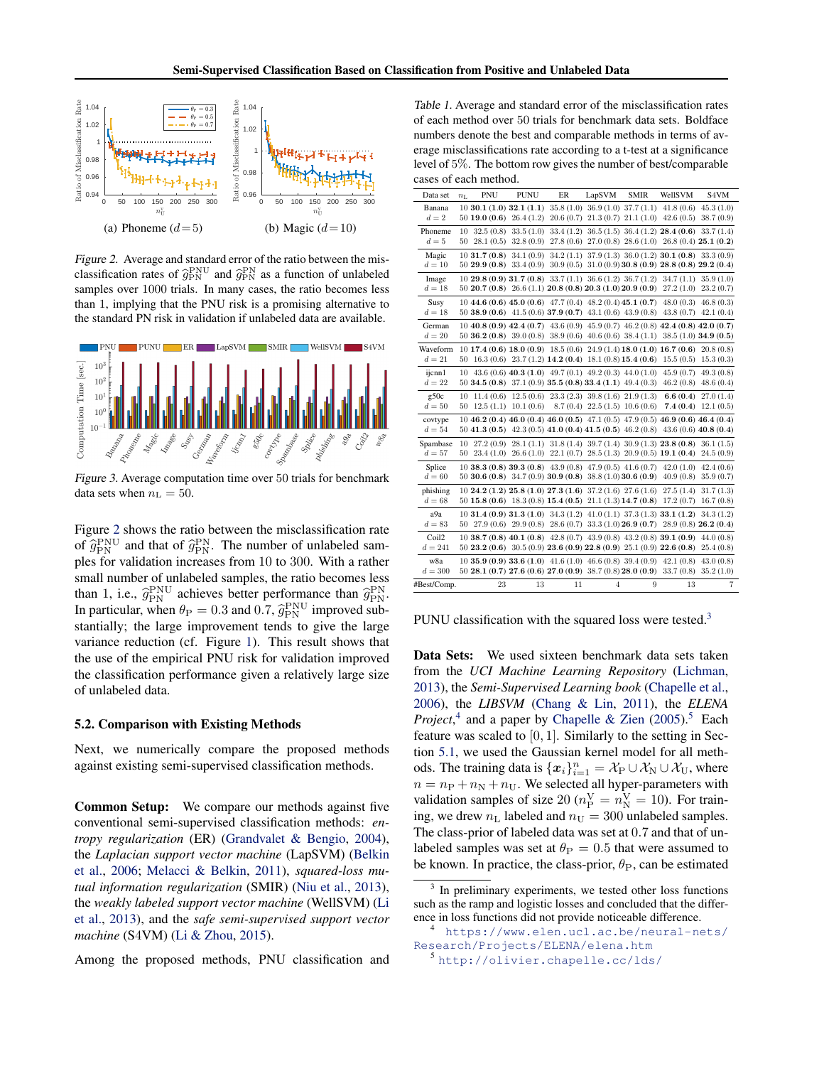*Figure 2.* Average and standard error of the ratio between the misclassification rates of $\widehat{g}^{\mathrm{PNU}}_{\mathrm{PN}}$ and $\widehat{g}^{\mathrm{PN}}_{\mathrm{PN}}$ as a function of unlabeled samples over 1000 trials. In many cases, the ratio becomes less than 1, implying that the PNU risk is a promising alternative to the standard PN risk in validation if unlabeled data are available.

*Figure 3.* Average computation time over 50 trials for benchmark data sets when $n_{\mathrm{L}} = 50$.

Figure 2 shows the ratio between the misclassification rate of $\widehat{g}^{\mathrm{PNU}}_{\mathrm{PN}}$ and that of $\widehat{g}^{\mathrm{PN}}_{\mathrm{PN}}$. The number of unlabeled samples for validation increases from 10 to 300. With a rather small number of unlabeled samples, the ratio becomes less than 1, i.e., $\widehat{g}^{\mathrm{PNU}}_{\mathrm{PN}}$ achieves better performance than $\widehat{g}^{\mathrm{PN}}_{\mathrm{PN}}$. In particular, when $\theta_{\mathrm{P}} = 0.3$ and $0.7$, $\widehat{g}^{\mathrm{PNU}}_{\mathrm{PN}}$ improved substantially; the large improvement tends to give the large variance reduction (cf. Figure 1). This result shows that the use of the empirical PNU risk for validation improved the classification performance given a relatively large size of unlabeled data.

## 5.2. Comparison with Existing Methods

Next, we numerically compare the proposed methods against existing semi-supervised classification methods.

**Common Setup:** We compare our methods against five conventional semi-supervised classification methods: *entropy regularization* (ER) (Grandvalet & Bengio, 2004), the *Laplacian support vector machine* (LapSVM) (Belkin et al., 2006; Melacci & Belkin, 2011), *squared-loss mutual information regularization* (SMIR) (Niu et al., 2013), the *weakly labeled support vector machine* (WellSVM) (Li et al., 2013), and the *safe semi-supervised support vector machine* (S4VM) (Li & Zhou, 2015).

Among the proposed methods, PNU classification and PUNU classification with the squared loss were tested.[3]

*Table 1.* Average and standard error of the misclassification rates of each method over 50 trials for benchmark data sets. Boldface numbers denote the best and comparable methods in terms of average misclassifications rate according to a t-test at a significance level of 5%. The bottom row gives the number of best/comparable cases of each method.

| Data set | $n_{\mathrm{L}}$ | PNU | PUNU | ER | LapSVM | SMIR | WellSVM | S4VM |
|---|---|---|---|---|---|---|---|---|
| Banana $d=2$ | 10 | **30.1 (1.0)** | **32.1 (1.1)** | 35.8 (1.0) | 36.9 (1.0) | 37.7 (1.1) | 41.8 (0.6) | 45.3 (1.0) |
| | 50 | **19.0 (0.6)** | 26.4 (1.2) | 20.6 (0.7) | 21.3 (0.7) | 21.1 (1.0) | 42.6 (0.5) | 38.7 (0.9) |
| Phoneme $d=5$ | 10 | 32.5 (0.8) | 33.5 (1.0) | 33.4 (1.2) | 36.5 (1.5) | 36.4 (1.2) | **28.4 (0.6)** | 33.7 (1.4) |
| | 50 | 28.1 (0.5) | 32.8 (0.9) | 27.8 (0.6) | 27.0 (0.8) | 28.6 (1.0) | 26.8 (0.4) | **25.1 (0.2)** |
| Magic $d=10$ | 10 | **31.7 (0.8)** | 34.1 (0.9) | 34.2 (1.1) | 37.9 (1.3) | 36.0 (1.2) | **30.1 (0.8)** | 33.3 (0.9) |
| | 50 | **29.9 (0.8)** | 33.4 (0.9) | 30.9 (0.5) | 31.0 (0.9) | **30.8 (0.9)** | **28.8 (0.8)** | **29.2 (0.4)** |
| Image $d=18$ | 10 | **29.8 (0.9)** | **31.7 (0.8)** | 33.7 (1.1) | 36.6 (1.2) | 36.7 (1.2) | 34.7 (1.1) | 35.9 (1.0) |
| | 50 | **20.7 (0.8)** | 26.6 (1.1) | **20.8 (0.8)** | **20.3 (1.0)** | **20.9 (0.9)** | 27.2 (1.0) | 23.2 (0.7) |
| Susy $d=18$ | 10 | **44.6 (0.6)** | **45.0 (0.6)** | 47.7 (0.4) | 48.2 (0.4) | **45.1 (0.7)** | 48.0 (0.3) | 46.8 (0.3) |
| | 50 | **38.9 (0.6)** | 41.5 (0.6) | **37.9 (0.7)** | 43.1 (0.6) | 43.9 (0.8) | 43.8 (0.7) | 42.1 (0.4) |
| German $d=20$ | 10 | **40.8 (0.9)** | **42.4 (0.7)** | 43.6 (0.9) | 45.9 (0.7) | 46.2 (0.8) | **42.4 (0.8)** | **42.0 (0.7)** |
| | 50 | **36.2 (0.8)** | 39.0 (0.8) | 38.9 (0.6) | 40.6 (0.6) | 38.4 (1.1) | 38.5 (1.0) | **34.9 (0.5)** |
| Waveform $d=21$ | 10 | **17.4 (0.6)** | **18.0 (0.9)** | 18.5 (0.6) | 24.9 (1.4) | **18.0 (1.0)** | **16.7 (0.6)** | 20.8 (0.8) |
| | 50 | 16.3 (0.6) | 23.7 (1.2) | **14.2 (0.4)** | 18.1 (0.8) | **15.4 (0.6)** | 15.5 (0.5) | 15.3 (0.3) |
| ijcnn1 $d=22$ | 10 | 43.6 (0.6) | **40.3 (1.0)** | 49.7 (0.1) | 49.2 (0.3) | 44.0 (1.0) | 45.9 (0.7) | 49.3 (0.8) |
| | 50 | **34.5 (0.8)** | 37.1 (0.9) | **35.5 (0.8)** | **33.4 (1.1)** | 49.4 (0.3) | 46.2 (0.8) | 48.6 (0.4) |
| g50c $d=50$ | 10 | 11.4 (0.6) | 12.5 (0.6) | 23.3 (2.3) | 39.8 (1.6) | 21.9 (1.3) | **6.6 (0.4)** | 27.0 (1.4) |
| | 50 | 12.5 (1.1) | 10.1 (0.6) | 8.7 (0.4) | 22.5 (1.5) | 10.6 (0.6) | **7.4 (0.4)** | 12.1 (0.5) |
| covtype $d=54$ | 10 | **46.2 (0.4)** | **46.0 (0.4)** | **46.0 (0.5)** | 47.1 (0.5) | 47.9 (0.5) | **46.9 (0.6)** | **46.4 (0.4)** |
| | 50 | **41.3 (0.5)** | 42.3 (0.5) | **41.0 (0.4)** | **41.5 (0.5)** | 46.2 (0.8) | 43.6 (0.6) | **40.8 (0.4)** |
| Spambase $d=57$ | 10 | 27.2 (0.9) | 28.1 (1.1) | 31.8 (1.4) | 39.7 (1.4) | 30.9 (1.3) | **23.8 (0.8)** | 36.1 (1.5) |
| | 50 | 23.4 (1.0) | 26.6 (1.0) | 22.1 (0.7) | 28.5 (1.3) | 20.9 (0.5) | **19.1 (0.4)** | 24.5 (0.9) |
| Splice $d=60$ | 10 | **38.3 (0.8)** | **39.3 (0.8)** | 43.9 (0.8) | 47.9 (0.5) | 41.6 (0.7) | 42.0 (1.0) | 42.4 (0.6) |
| | 50 | **30.6 (0.8)** | 34.7 (0.9) | **30.9 (0.8)** | 38.8 (1.0) | **30.6 (0.9)** | 40.9 (0.8) | 35.9 (0.7) |
| phishing $d=68$ | 10 | **24.2 (1.2)** | **25.8 (1.0)** | **27.3 (1.6)** | 37.2 (1.6) | 27.6 (1.6) | 27.5 (1.4) | 31.7 (1.3) |
| | 50 | **15.8 (0.6)** | 18.3 (0.8) | **15.4 (0.5)** | 21.1 (1.3) | **14.7 (0.8)** | 17.2 (0.7) | 16.7 (0.8) |
| a9a $d=83$ | 10 | **31.4 (0.9)** | **31.3 (1.0)** | 34.3 (1.2) | 41.0 (1.1) | 37.3 (1.3) | **33.1 (1.2)** | 34.3 (1.2) |
| | 50 | 27.9 (0.6) | 29.9 (0.8) | 28.6 (0.7) | 33.3 (1.0) | **26.9 (0.7)** | 28.9 (0.8) | **26.2 (0.4)** |
| Coil2 $d=241$ | 10 | **38.7 (0.8)** | **40.1 (0.8)** | 42.8 (0.7) | 43.9 (0.8) | 43.2 (0.8) | **39.1 (0.9)** | 44.0 (0.8) |
| | 50 | **23.2 (0.6)** | 30.5 (0.9) | **23.6 (0.9)** | **22.8 (0.9)** | 25.1 (0.9) | **22.6 (0.8)** | 25.4 (0.8) |
| w8a $d=300$ | 10 | **35.9 (0.9)** | **33.6 (1.0)** | 41.6 (1.0) | 46.6 (0.8) | 39.4 (0.9) | 42.1 (0.8) | 43.0 (0.8) |
| | 50 | **28.1 (0.7)** | **27.6 (0.6)** | **27.0 (0.9)** | 38.7 (0.8) | **28.0 (0.9)** | 33.7 (0.8) | 35.2 (1.0) |
| #Best/Comp. | | 23 | 13 | 11 | 4 | 9 | 13 | 7 |

**Data Sets:** We used sixteen benchmark data sets taken from the *UCI Machine Learning Repository* (Lichman, 2013), the *Semi-Supervised Learning book* (Chapelle et al., 2006), the *LIBSVM* (Chang & Lin, 2011), the *ELENA Project*,[4] and a paper by Chapelle & Zien (2005).[5] Each feature was scaled to $[0, 1]$. Similarly to the setting in Section 5.1, we used the Gaussian kernel model for all methods. The training data is $\{\boldsymbol{x}_i\}_{i=1}^{n} = \mathcal{X}_{\mathrm{P}} \cup \mathcal{X}_{\mathrm{N}} \cup \mathcal{X}_{\mathrm{U}}$, where $n = n_{\mathrm{P}} + n_{\mathrm{N}} + n_{\mathrm{U}}$. We selected all hyper-parameters with validation samples of size 20 ($n_{\mathrm{P}}^{\mathrm{V}} = n_{\mathrm{N}}^{\mathrm{V}} = 10$). For training, we drew $n_{\mathrm{L}}$ labeled and $n_{\mathrm{U}} = 300$ unlabeled samples. The class-prior of labeled data was set at 0.7 and that of unlabeled samples was set at $\theta_{\mathrm{P}} = 0.5$ that were assumed to be known. In practice, the class-prior, $\theta_{\mathrm{P}}$, can be estimated

[3] In preliminary experiments, we tested other loss functions such as the ramp and logistic losses and concluded that the difference in loss functions did not provide noticeable difference.

[4] https://www.elen.ucl.ac.be/neural-nets/Research/Projects/ELENA/elena.htm

[5] http://olivier.chapelle.cc/lds/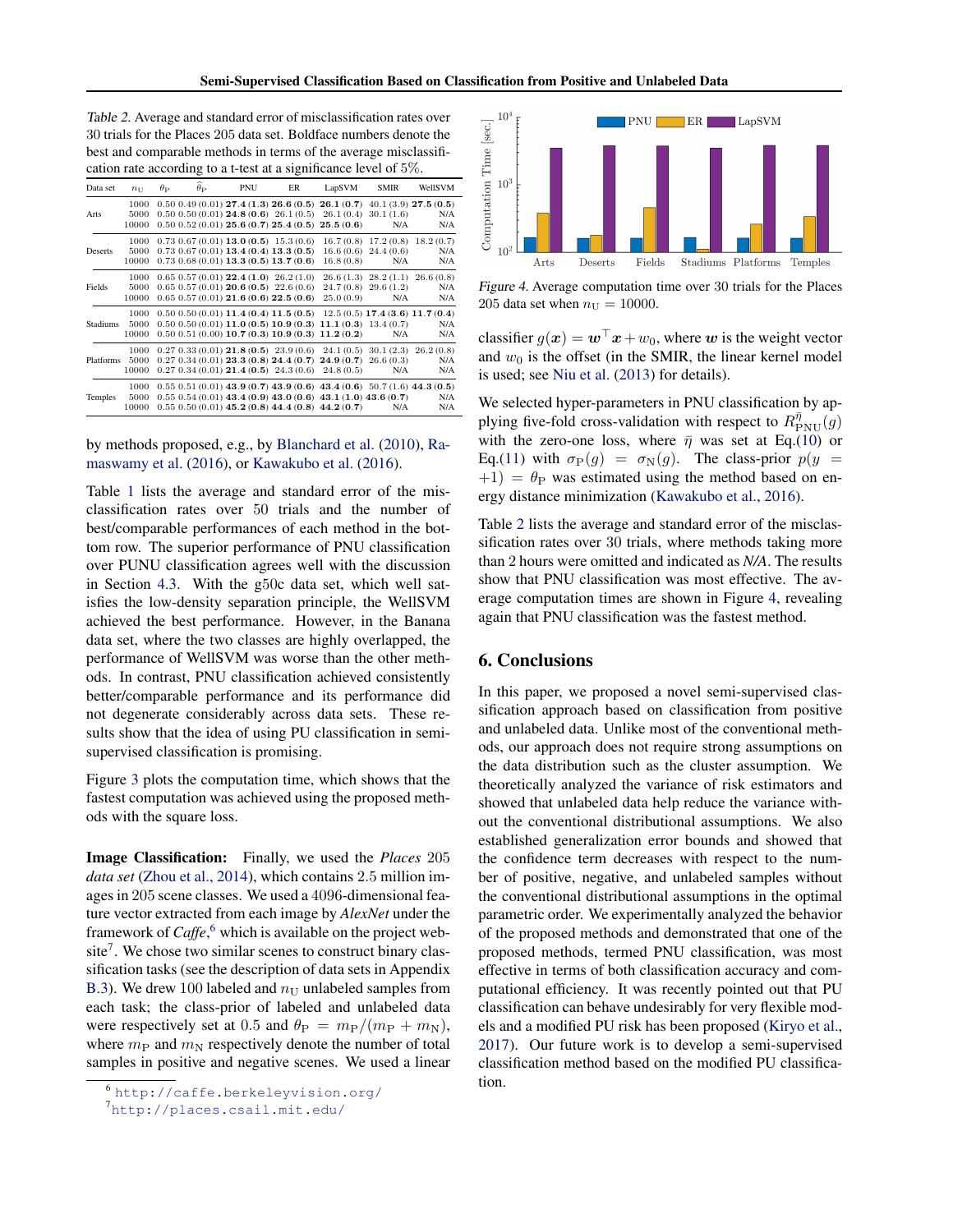Table 2. Average and standard error of misclassification rates over 30 trials for the Places 205 data set. Boldface numbers denote the best and comparable methods in terms of the average misclassification rate according to a t-test at a significance level of 5%.

| Data set | $n_{\mathrm{U}}$ | $\theta_{\mathrm{P}}$ | $\widehat{\theta}_{\mathrm{P}}$ | PNU | ER | LapSVM | SMIR | WellSVM |
|---|---|---|---|---|---|---|---|---|
| Arts | 1000 | 0.50 | 0.49 (0.01) | **27.4 (1.3)** | **26.6 (0.5)** | **26.1 (0.7)** | 40.1 (3.9) | **27.5 (0.5)** |
| | 5000 | 0.50 | 0.50 (0.01) | **24.8 (0.6)** | 26.1 (0.5) | 26.1 (0.4) | 30.1 (1.6) | N/A |
| | 10000 | 0.50 | 0.52 (0.01) | **25.6 (0.7)** | **25.4 (0.5)** | **25.5 (0.6)** | N/A | N/A |
| Deserts | 1000 | 0.73 | 0.67 (0.01) | **13.0 (0.5)** | 15.3 (0.6) | 16.7 (0.8) | 17.2 (0.8) | 18.2 (0.7) |
| | 5000 | 0.73 | 0.67 (0.01) | **13.4 (0.4)** | **13.3 (0.5)** | 16.6 (0.6) | 24.4 (0.6) | N/A |
| | 10000 | 0.73 | 0.68 (0.01) | **13.3 (0.5)** | **13.7 (0.6)** | 16.8 (0.8) | N/A | N/A |
| Fields | 1000 | 0.65 | 0.57 (0.01) | **22.4 (1.0)** | 26.2 (1.0) | 26.6 (1.3) | 28.2 (1.1) | 26.6 (0.8) |
| | 5000 | 0.65 | 0.57 (0.01) | **20.6 (0.5)** | 22.6 (0.6) | 24.7 (0.8) | 29.6 (1.2) | N/A |
| | 10000 | 0.65 | 0.57 (0.01) | **21.6 (0.6)** | **22.5 (0.6)** | 25.0 (0.9) | N/A | N/A |
| Stadiums | 1000 | 0.50 | 0.50 (0.01) | **11.4 (0.4)** | **11.5 (0.5)** | 12.5 (0.5) | **17.4 (3.6)** | **11.7 (0.4)** |
| | 5000 | 0.50 | 0.50 (0.01) | **11.0 (0.5)** | **10.9 (0.3)** | **11.1 (0.3)** | 13.4 (0.7) | N/A |
| | 10000 | 0.50 | 0.51 (0.00) | **10.7 (0.3)** | **10.9 (0.3)** | **11.2 (0.2)** | N/A | N/A |
| Platforms | 1000 | 0.27 | 0.33 (0.01) | **21.8 (0.5)** | 23.9 (0.6) | 24.1 (0.5) | 30.1 (2.3) | 26.2 (0.8) |
| | 5000 | 0.27 | 0.34 (0.01) | **23.3 (0.8)** | **24.4 (0.7)** | **24.9 (0.7)** | 26.6 (0.3) | N/A |
| | 10000 | 0.27 | 0.34 (0.01) | **21.4 (0.5)** | 24.3 (0.6) | 24.8 (0.5) | N/A | N/A |
| Temples | 1000 | 0.55 | 0.51 (0.01) | **43.9 (0.7)** | **43.9 (0.6)** | **43.4 (0.6)** | 50.7 (1.6) | **44.3 (0.5)** |
| | 5000 | 0.55 | 0.54 (0.01) | **43.4 (0.9)** | **43.0 (0.6)** | **43.1 (1.0)** | **43.6 (0.7)** | N/A |
| | 10000 | 0.55 | 0.50 (0.01) | **45.2 (0.8)** | **44.4 (0.8)** | **44.2 (0.7)** | N/A | N/A |

by methods proposed, e.g., by Blanchard et al. (2010), Ramaswamy et al. (2016), or Kawakubo et al. (2016).

Table 1 lists the average and standard error of the misclassification rates over 50 trials and the number of best/comparable performances of each method in the bottom row. The superior performance of PNU classification over PUNU classification agrees well with the discussion in Section 4.3. With the g50c data set, which well satisfies the low-density separation principle, the WellSVM achieved the best performance. However, in the Banana data set, where the two classes are highly overlapped, the performance of WellSVM was worse than the other methods. In contrast, PNU classification achieved consistently better/comparable performance and its performance did not degenerate considerably across data sets. These results show that the idea of using PU classification in semi-supervised classification is promising.

Figure 3 plots the computation time, which shows that the fastest computation was achieved using the proposed methods with the square loss.

**Image Classification:** Finally, we used the *Places* 205 *data set* (Zhou et al., 2014), which contains 2.5 million images in 205 scene classes. We used a 4096-dimensional feature vector extracted from each image by *AlexNet* under the framework of *Caffe*,[6] which is available on the project website[7]. We chose two similar scenes to construct binary classification tasks (see the description of data sets in Appendix B.3). We drew 100 labeled and $n_{\mathrm{U}}$ unlabeled samples from each task; the class-prior of labeled and unlabeled data were respectively set at 0.5 and $\theta_{\mathrm{P}} = m_{\mathrm{P}}/(m_{\mathrm{P}} + m_{\mathrm{N}})$, where $m_{\mathrm{P}}$ and $m_{\mathrm{N}}$ respectively denote the number of total samples in positive and negative scenes. We used a linear classifier $g(\boldsymbol{x}) = \boldsymbol{w}^\top \boldsymbol{x} + w_0$, where $\boldsymbol{w}$ is the weight vector and $w_0$ is the offset (in the SMIR, the linear kernel model is used; see Niu et al. (2013) for details).

[6] http://caffe.berkeleyvision.org/

[7] http://places.csail.mit.edu/

Figure 4. Average computation time over 30 trials for the Places 205 data set when $n_{\mathrm{U}} = 10000$.

We selected hyper-parameters in PNU classification by applying five-fold cross-validation with respect to $R_{\mathrm{PNU}}^{\bar{\eta}}(g)$ with the zero-one loss, where $\bar{\eta}$ was set at Eq.(10) or Eq.(11) with $\sigma_{\mathrm{P}}(g) = \sigma_{\mathrm{N}}(g)$. The class-prior $p(y = +1) = \theta_{\mathrm{P}}$ was estimated using the method based on energy distance minimization (Kawakubo et al., 2016).

Table 2 lists the average and standard error of the misclassification rates over 30 trials, where methods taking more than 2 hours were omitted and indicated as *N/A*. The results show that PNU classification was most effective. The average computation times are shown in Figure 4, revealing again that PNU classification was the fastest method.

## 6. Conclusions

In this paper, we proposed a novel semi-supervised classification approach based on classification from positive and unlabeled data. Unlike most of the conventional methods, our approach does not require strong assumptions on the data distribution such as the cluster assumption. We theoretically analyzed the variance of risk estimators and showed that unlabeled data help reduce the variance without the conventional distributional assumptions. We also established generalization error bounds and showed that the confidence term decreases with respect to the number of positive, negative, and unlabeled samples without the conventional distributional assumptions in the optimal parametric order. We experimentally analyzed the behavior of the proposed methods and demonstrated that one of the proposed methods, termed PNU classification, was most effective in terms of both classification accuracy and computational efficiency. It was recently pointed out that PU classification can behave undesirably for very flexible models and a modified PU risk has been proposed (Kiryo et al., 2017). Our future work is to develop a semi-supervised classification method based on the modified PU classification.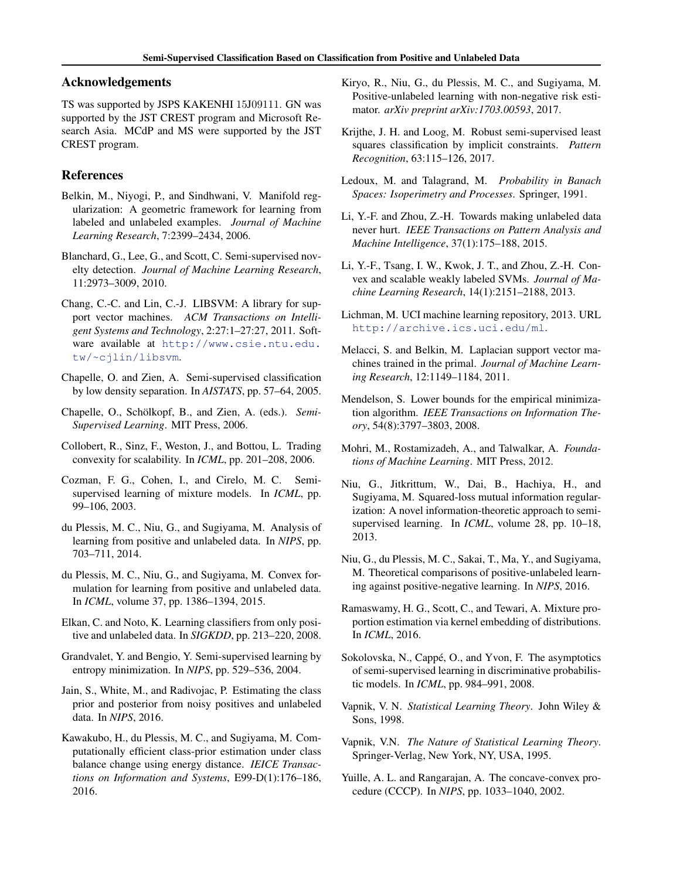## Acknowledgements

TS was supported by JSPS KAKENHI 15J09111. GN was supported by the JST CREST program and Microsoft Research Asia. MCdP and MS were supported by the JST CREST program.

## References

Belkin, M., Niyogi, P., and Sindhwani, V. Manifold regularization: A geometric framework for learning from labeled and unlabeled examples. *Journal of Machine Learning Research*, 7:2399–2434, 2006.

Blanchard, G., Lee, G., and Scott, C. Semi-supervised novelty detection. *Journal of Machine Learning Research*, 11:2973–3009, 2010.

Chang, C.-C. and Lin, C.-J. LIBSVM: A library for support vector machines. *ACM Transactions on Intelligent Systems and Technology*, 2:27:1–27:27, 2011. Software available at http://www.csie.ntu.edu.tw/~cjlin/libsvm.

Chapelle, O. and Zien, A. Semi-supervised classification by low density separation. In *AISTATS*, pp. 57–64, 2005.

Chapelle, O., Schölkopf, B., and Zien, A. (eds.). *Semi-Supervised Learning*. MIT Press, 2006.

Collobert, R., Sinz, F., Weston, J., and Bottou, L. Trading convexity for scalability. In *ICML*, pp. 201–208, 2006.

Cozman, F. G., Cohen, I., and Cirelo, M. C. Semi-supervised learning of mixture models. In *ICML*, pp. 99–106, 2003.

du Plessis, M. C., Niu, G., and Sugiyama, M. Analysis of learning from positive and unlabeled data. In *NIPS*, pp. 703–711, 2014.

du Plessis, M. C., Niu, G., and Sugiyama, M. Convex formulation for learning from positive and unlabeled data. In *ICML*, volume 37, pp. 1386–1394, 2015.

Elkan, C. and Noto, K. Learning classifiers from only positive and unlabeled data. In *SIGKDD*, pp. 213–220, 2008.

Grandvalet, Y. and Bengio, Y. Semi-supervised learning by entropy minimization. In *NIPS*, pp. 529–536, 2004.

Jain, S., White, M., and Radivojac, P. Estimating the class prior and posterior from noisy positives and unlabeled data. In *NIPS*, 2016.

Kawakubo, H., du Plessis, M. C., and Sugiyama, M. Computationally efficient class-prior estimation under class balance change using energy distance. *IEICE Transactions on Information and Systems*, E99-D(1):176–186, 2016.

Kiryo, R., Niu, G., du Plessis, M. C., and Sugiyama, M. Positive-unlabeled learning with non-negative risk estimator. *arXiv preprint arXiv:1703.00593*, 2017.

Krijthe, J. H. and Loog, M. Robust semi-supervised least squares classification by implicit constraints. *Pattern Recognition*, 63:115–126, 2017.

Ledoux, M. and Talagrand, M. *Probability in Banach Spaces: Isoperimetry and Processes*. Springer, 1991.

Li, Y.-F. and Zhou, Z.-H. Towards making unlabeled data never hurt. *IEEE Transactions on Pattern Analysis and Machine Intelligence*, 37(1):175–188, 2015.

Li, Y.-F., Tsang, I. W., Kwok, J. T., and Zhou, Z.-H. Convex and scalable weakly labeled SVMs. *Journal of Machine Learning Research*, 14(1):2151–2188, 2013.

Lichman, M. UCI machine learning repository, 2013. URL http://archive.ics.uci.edu/ml.

Melacci, S. and Belkin, M. Laplacian support vector machines trained in the primal. *Journal of Machine Learning Research*, 12:1149–1184, 2011.

Mendelson, S. Lower bounds for the empirical minimization algorithm. *IEEE Transactions on Information Theory*, 54(8):3797–3803, 2008.

Mohri, M., Rostamizadeh, A., and Talwalkar, A. *Foundations of Machine Learning*. MIT Press, 2012.

Niu, G., Jitkrittum, W., Dai, B., Hachiya, H., and Sugiyama, M. Squared-loss mutual information regularization: A novel information-theoretic approach to semi-supervised learning. In *ICML*, volume 28, pp. 10–18, 2013.

Niu, G., du Plessis, M. C., Sakai, T., Ma, Y., and Sugiyama, M. Theoretical comparisons of positive-unlabeled learning against positive-negative learning. In *NIPS*, 2016.

Ramaswamy, H. G., Scott, C., and Tewari, A. Mixture proportion estimation via kernel embedding of distributions. In *ICML*, 2016.

Sokolovska, N., Cappé, O., and Yvon, F. The asymptotics of semi-supervised learning in discriminative probabilistic models. In *ICML*, pp. 984–991, 2008.

Vapnik, V. N. *Statistical Learning Theory*. John Wiley & Sons, 1998.

Vapnik, V.N. *The Nature of Statistical Learning Theory*. Springer-Verlag, New York, NY, USA, 1995.

Yuille, A. L. and Rangarajan, A. The concave-convex procedure (CCCP). In *NIPS*, pp. 1033–1040, 2002.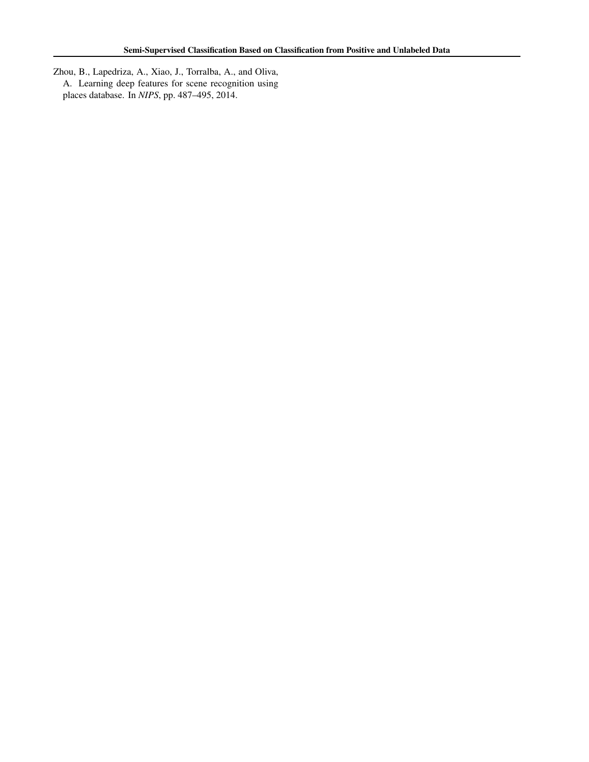Zhou, B., Lapedriza, A., Xiao, J., Torralba, A., and Oliva, A. Learning deep features for scene recognition using places database. In *NIPS*, pp. 487–495, 2014.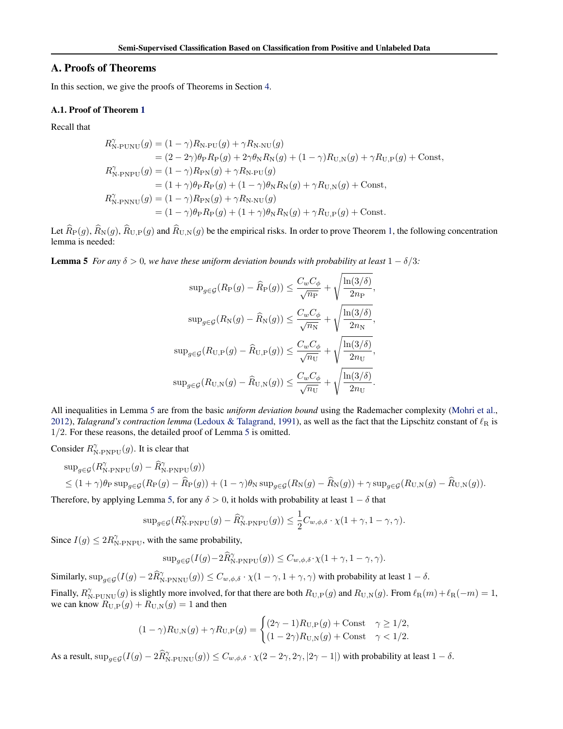## A. Proofs of Theorems

In this section, we give the proofs of Theorems in Section 4.

### A.1. Proof of Theorem 1

Recall that

$$
\begin{aligned}
R^{\gamma}_{\text{N-PUNU}}(g) &= (1-\gamma)R_{\text{N-PU}}(g) + \gamma R_{\text{N-NU}}(g) \\
&= (2-2\gamma)\theta_{\text{P}} R_{\text{P}}(g) + 2\gamma\theta_{\text{N}} R_{\text{N}}(g) + (1-\gamma)R_{\text{U,N}}(g) + \gamma R_{\text{U,P}}(g) + \text{Const}, \\
R^{\gamma}_{\text{N-PNPU}}(g) &= (1-\gamma)R_{\text{PN}}(g) + \gamma R_{\text{N-PU}}(g) \\
&= (1+\gamma)\theta_{\text{P}} R_{\text{P}}(g) + (1-\gamma)\theta_{\text{N}} R_{\text{N}}(g) + \gamma R_{\text{U,N}}(g) + \text{Const}, \\
R^{\gamma}_{\text{N-PNNU}}(g) &= (1-\gamma)R_{\text{PN}}(g) + \gamma R_{\text{N-NU}}(g) \\
&= (1-\gamma)\theta_{\text{P}} R_{\text{P}}(g) + (1+\gamma)\theta_{\text{N}} R_{\text{N}}(g) + \gamma R_{\text{U,P}}(g) + \text{Const}.
\end{aligned}
$$

Let $\widehat{R}_{\text{P}}(g)$, $\widehat{R}_{\text{N}}(g)$, $\widehat{R}_{\text{U,P}}(g)$ and $\widehat{R}_{\text{U,N}}(g)$ be the empirical risks. In order to prove Theorem 1, the following concentration lemma is needed:

**Lemma 5** *For any $\delta > 0$, we have these uniform deviation bounds with probability at least $1 - \delta/3$:*

$$
\sup_{g\in\mathcal{G}}(R_{\text{P}}(g) - \widehat{R}_{\text{P}}(g)) \le \frac{C_w C_\phi}{\sqrt{n_{\text{P}}}} + \sqrt{\frac{\ln(3/\delta)}{2n_{\text{P}}}},
$$

$$
\sup_{g\in\mathcal{G}}(R_{\text{N}}(g) - \widehat{R}_{\text{N}}(g)) \le \frac{C_w C_\phi}{\sqrt{n_{\text{N}}}} + \sqrt{\frac{\ln(3/\delta)}{2n_{\text{N}}}},
$$

$$
\sup_{g\in\mathcal{G}}(R_{\text{U,P}}(g) - \widehat{R}_{\text{U,P}}(g)) \le \frac{C_w C_\phi}{\sqrt{n_{\text{U}}}} + \sqrt{\frac{\ln(3/\delta)}{2n_{\text{U}}}},
$$

$$
\sup_{g\in\mathcal{G}}(R_{\text{U,N}}(g) - \widehat{R}_{\text{U,N}}(g)) \le \frac{C_w C_\phi}{\sqrt{n_{\text{U}}}} + \sqrt{\frac{\ln(3/\delta)}{2n_{\text{U}}}}.
$$

All inequalities in Lemma 5 are from the basic *uniform deviation bound* using the Rademacher complexity (Mohri et al., 2012), *Talagrand's contraction lemma* (Ledoux & Talagrand, 1991), as well as the fact that the Lipschitz constant of $\ell_{\text{R}}$ is $1/2$. For these reasons, the detailed proof of Lemma 5 is omitted.

Consider $R^{\gamma}_{\text{N-PNPU}}(g)$. It is clear that

$$
\begin{aligned}
&\sup_{g\in\mathcal{G}}(R^{\gamma}_{\text{N-PNPU}}(g) - \widehat{R}^{\gamma}_{\text{N-PNPU}}(g)) \\
&\le (1+\gamma)\theta_{\text{P}} \sup_{g\in\mathcal{G}}(R_{\text{P}}(g) - \widehat{R}_{\text{P}}(g)) + (1-\gamma)\theta_{\text{N}} \sup_{g\in\mathcal{G}}(R_{\text{N}}(g) - \widehat{R}_{\text{N}}(g)) + \gamma \sup_{g\in\mathcal{G}}(R_{\text{U,N}}(g) - \widehat{R}_{\text{U,N}}(g)).
\end{aligned}
$$

Therefore, by applying Lemma 5, for any $\delta > 0$, it holds with probability at least $1 - \delta$ that

$$
\sup_{g\in\mathcal{G}}(R^{\gamma}_{\text{N-PNPU}}(g) - \widehat{R}^{\gamma}_{\text{N-PNPU}}(g)) \le \frac{1}{2} C_{w,\phi,\delta} \cdot \chi(1+\gamma, 1-\gamma, \gamma).
$$

Since $I(g) \le 2R^{\gamma}_{\text{N-PNPU}}$, with the same probability,

$$
\sup_{g\in\mathcal{G}}(I(g) - 2\widehat{R}^{\gamma}_{\text{N-PNPU}}(g)) \le C_{w,\phi,\delta} \cdot \chi(1+\gamma, 1-\gamma, \gamma).
$$

Similarly, $\sup_{g\in\mathcal{G}}(I(g) - 2\widehat{R}^{\gamma}_{\text{N-PNNU}}(g)) \le C_{w,\phi,\delta} \cdot \chi(1-\gamma, 1+\gamma, \gamma)$ with probability at least $1 - \delta$.

Finally, $R^{\gamma}_{\text{N-PUNU}}(g)$ is slightly more involved, for that there are both $R_{\text{U,P}}(g)$ and $R_{\text{U,N}}(g)$. From $\ell_{\text{R}}(m) + \ell_{\text{R}}(-m) = 1$, we can know $R_{\text{U,P}}(g) + R_{\text{U,N}}(g) = 1$ and then

$$
(1-\gamma)R_{\text{U,N}}(g) + \gamma R_{\text{U,P}}(g) = \begin{cases} (2\gamma - 1)R_{\text{U,P}}(g) + \text{Const} & \gamma \ge 1/2, \\ (1-2\gamma)R_{\text{U,N}}(g) + \text{Const} & \gamma < 1/2. \end{cases}
$$

As a result, $\sup_{g\in\mathcal{G}}(I(g) - 2\widehat{R}^{\gamma}_{\text{N-PUNU}}(g)) \le C_{w,\phi,\delta} \cdot \chi(2-2\gamma, 2\gamma, |2\gamma - 1|)$ with probability at least $1 - \delta$.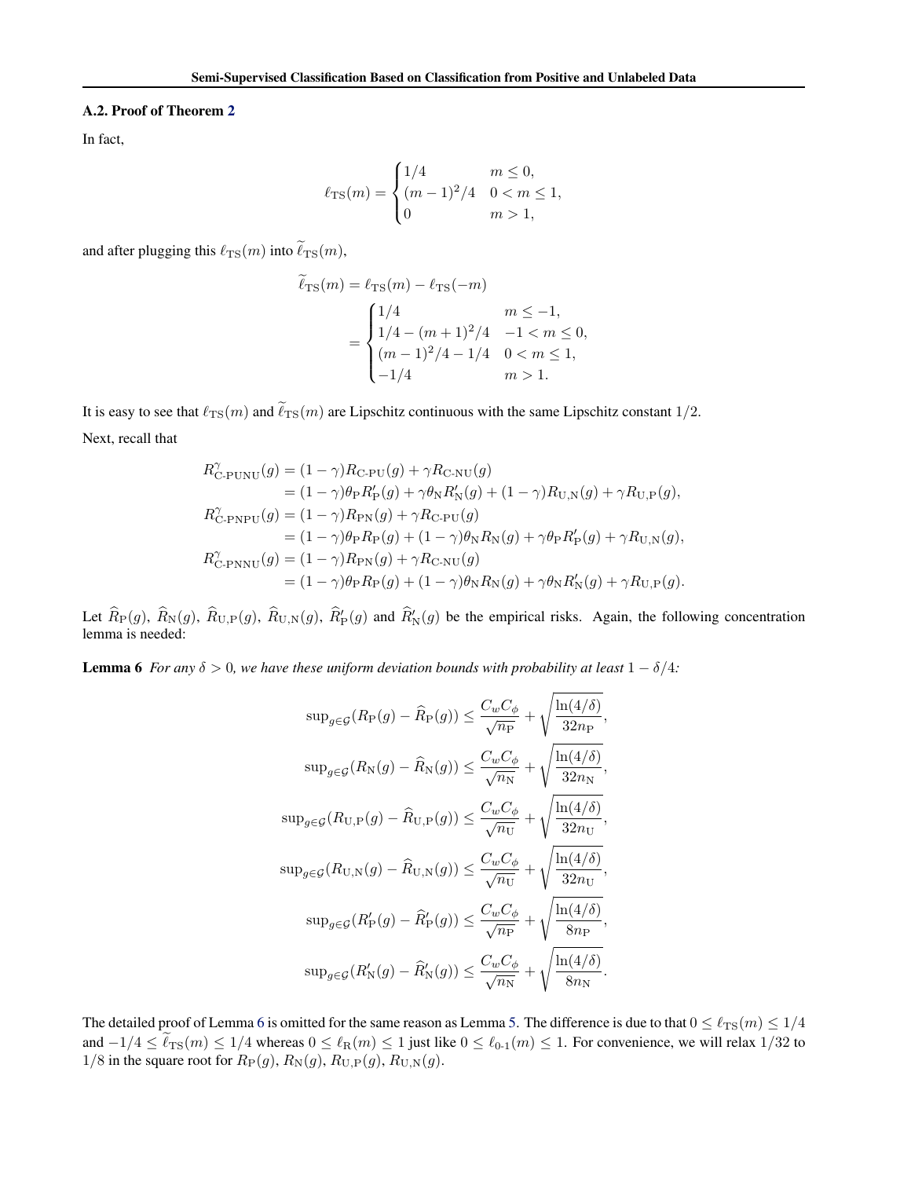### A.2. Proof of Theorem 2

In fact,

$$
\ell_{\mathrm{TS}}(m) = \begin{cases} 1/4 & m \leq 0, \\ (m-1)^2/4 & 0 < m \leq 1, \\ 0 & m > 1, \end{cases}
$$

and after plugging this $\ell_{\mathrm{TS}}(m)$ into $\widetilde{\ell}_{\mathrm{TS}}(m)$,

$$
\begin{aligned}
\widetilde{\ell}_{\mathrm{TS}}(m) &= \ell_{\mathrm{TS}}(m) - \ell_{\mathrm{TS}}(-m) \\
&= \begin{cases} 1/4 & m \leq -1, \\ 1/4 - (m+1)^2/4 & -1 < m \leq 0, \\ (m-1)^2/4 - 1/4 & 0 < m \leq 1, \\ -1/4 & m > 1. \end{cases}
\end{aligned}
$$

It is easy to see that $\ell_{\mathrm{TS}}(m)$ and $\widetilde{\ell}_{\mathrm{TS}}(m)$ are Lipschitz continuous with the same Lipschitz constant $1/2$.

Next, recall that

$$
\begin{aligned}
R^{\gamma}_{\text{C-PUNU}}(g) &= (1-\gamma) R_{\text{C-PU}}(g) + \gamma R_{\text{C-NU}}(g) \\
&= (1-\gamma)\theta_{\mathrm{P}} R'_{\mathrm{P}}(g) + \gamma \theta_{\mathrm{N}} R'_{\mathrm{N}}(g) + (1-\gamma) R_{\mathrm{U,N}}(g) + \gamma R_{\mathrm{U,P}}(g), \\
R^{\gamma}_{\text{C-PNPU}}(g) &= (1-\gamma) R_{\mathrm{PN}}(g) + \gamma R_{\text{C-PU}}(g) \\
&= (1-\gamma)\theta_{\mathrm{P}} R_{\mathrm{P}}(g) + (1-\gamma)\theta_{\mathrm{N}} R_{\mathrm{N}}(g) + \gamma \theta_{\mathrm{P}} R'_{\mathrm{P}}(g) + \gamma R_{\mathrm{U,N}}(g), \\
R^{\gamma}_{\text{C-PNNU}}(g) &= (1-\gamma) R_{\mathrm{PN}}(g) + \gamma R_{\text{C-NU}}(g) \\
&= (1-\gamma)\theta_{\mathrm{P}} R_{\mathrm{P}}(g) + (1-\gamma)\theta_{\mathrm{N}} R_{\mathrm{N}}(g) + \gamma \theta_{\mathrm{N}} R'_{\mathrm{N}}(g) + \gamma R_{\mathrm{U,P}}(g).
\end{aligned}
$$

Let $\widehat{R}_{\mathrm{P}}(g)$, $\widehat{R}_{\mathrm{N}}(g)$, $\widehat{R}_{\mathrm{U,P}}(g)$, $\widehat{R}_{\mathrm{U,N}}(g)$, $\widehat{R}'_{\mathrm{P}}(g)$ and $\widehat{R}'_{\mathrm{N}}(g)$ be the empirical risks. Again, the following concentration lemma is needed:

**Lemma 6** *For any $\delta > 0$, we have these uniform deviation bounds with probability at least $1 - \delta/4$:*

$$
\begin{aligned}
\sup\nolimits_{g \in \mathcal{G}} (R_{\mathrm{P}}(g) - \widehat{R}_{\mathrm{P}}(g)) &\leq \frac{C_w C_\phi}{\sqrt{n_{\mathrm{P}}}} + \sqrt{\frac{\ln(4/\delta)}{32 n_{\mathrm{P}}}}, \\
\sup\nolimits_{g \in \mathcal{G}} (R_{\mathrm{N}}(g) - \widehat{R}_{\mathrm{N}}(g)) &\leq \frac{C_w C_\phi}{\sqrt{n_{\mathrm{N}}}} + \sqrt{\frac{\ln(4/\delta)}{32 n_{\mathrm{N}}}}, \\
\sup\nolimits_{g \in \mathcal{G}} (R_{\mathrm{U,P}}(g) - \widehat{R}_{\mathrm{U,P}}(g)) &\leq \frac{C_w C_\phi}{\sqrt{n_{\mathrm{U}}}} + \sqrt{\frac{\ln(4/\delta)}{32 n_{\mathrm{U}}}}, \\
\sup\nolimits_{g \in \mathcal{G}} (R_{\mathrm{U,N}}(g) - \widehat{R}_{\mathrm{U,N}}(g)) &\leq \frac{C_w C_\phi}{\sqrt{n_{\mathrm{U}}}} + \sqrt{\frac{\ln(4/\delta)}{32 n_{\mathrm{U}}}}, \\
\sup\nolimits_{g \in \mathcal{G}} (R'_{\mathrm{P}}(g) - \widehat{R}'_{\mathrm{P}}(g)) &\leq \frac{C_w C_\phi}{\sqrt{n_{\mathrm{P}}}} + \sqrt{\frac{\ln(4/\delta)}{8 n_{\mathrm{P}}}}, \\
\sup\nolimits_{g \in \mathcal{G}} (R'_{\mathrm{N}}(g) - \widehat{R}'_{\mathrm{N}}(g)) &\leq \frac{C_w C_\phi}{\sqrt{n_{\mathrm{N}}}} + \sqrt{\frac{\ln(4/\delta)}{8 n_{\mathrm{N}}}}.
\end{aligned}
$$

The detailed proof of Lemma 6 is omitted for the same reason as Lemma 5. The difference is due to that $0 \leq \ell_{\mathrm{TS}}(m) \leq 1/4$ and $-1/4 \leq \widetilde{\ell}_{\mathrm{TS}}(m) \leq 1/4$ whereas $0 \leq \ell_{\mathrm{R}}(m) \leq 1$ just like $0 \leq \ell_{0\text{-}1}(m) \leq 1$. For convenience, we will relax $1/32$ to $1/8$ in the square root for $R_{\mathrm{P}}(g)$, $R_{\mathrm{N}}(g)$, $R_{\mathrm{U,P}}(g)$, $R_{\mathrm{U,N}}(g)$.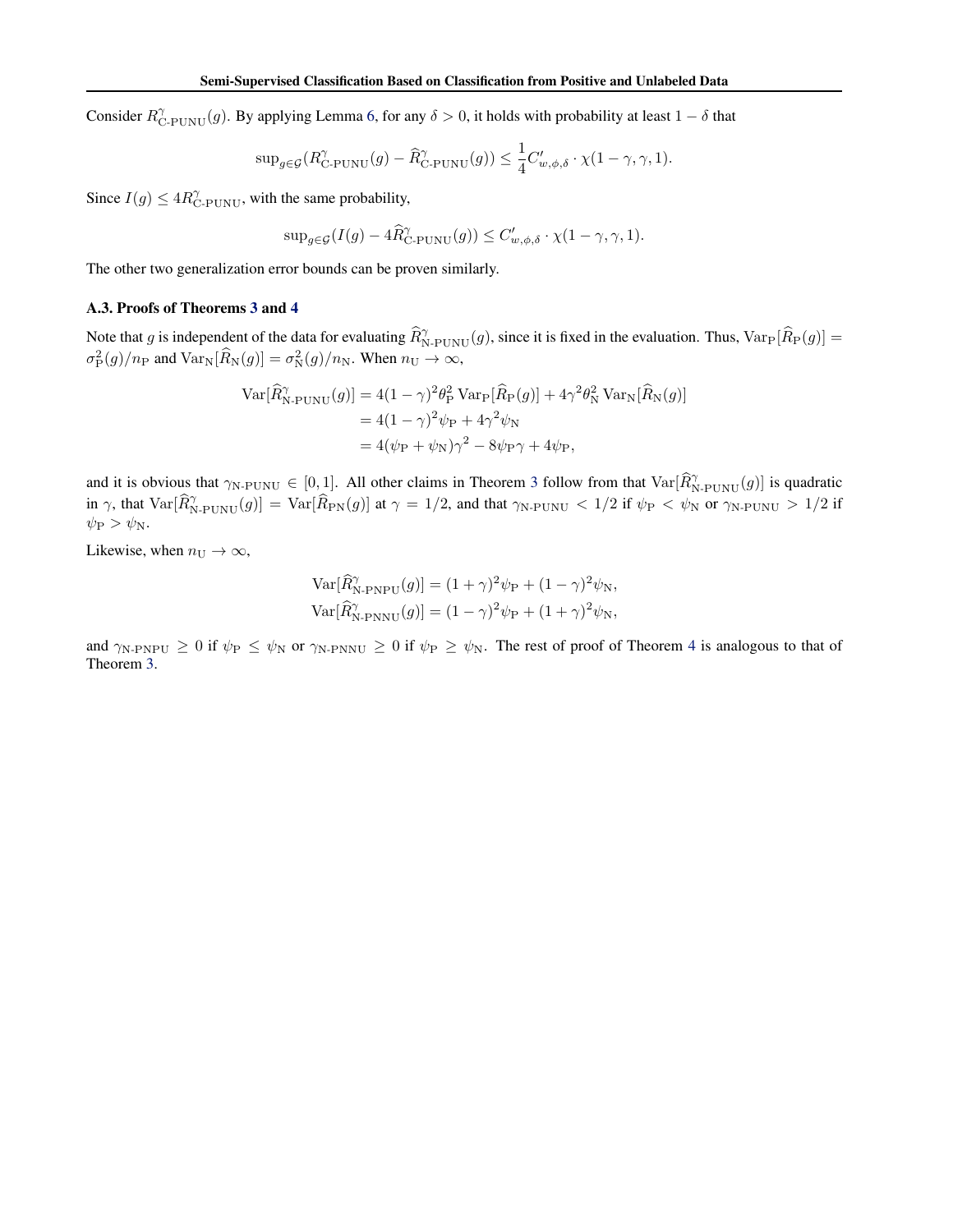Consider $R^{\gamma}_{\text{C-PUNU}}(g)$. By applying Lemma 6, for any $\delta > 0$, it holds with probability at least $1 - \delta$ that

$$\sup_{g \in \mathcal{G}}(R^{\gamma}_{\text{C-PUNU}}(g) - \widehat{R}^{\gamma}_{\text{C-PUNU}}(g)) \leq \frac{1}{4} C'_{w,\phi,\delta} \cdot \chi(1-\gamma, \gamma, 1).$$

Since $I(g) \leq 4R^{\gamma}_{\text{C-PUNU}}$, with the same probability,

$$\sup_{g \in \mathcal{G}}(I(g) - 4\widehat{R}^{\gamma}_{\text{C-PUNU}}(g)) \leq C'_{w,\phi,\delta} \cdot \chi(1-\gamma, \gamma, 1).$$

The other two generalization error bounds can be proven similarly.

### A.3. Proofs of Theorems 3 and 4

Note that $g$ is independent of the data for evaluating $\widehat{R}^{\gamma}_{\text{N-PUNU}}(g)$, since it is fixed in the evaluation. Thus, $\mathrm{Var}_{\mathrm{P}}[\widehat{R}_{\mathrm{P}}(g)] = \sigma^2_{\mathrm{P}}(g)/n_{\mathrm{P}}$ and $\mathrm{Var}_{\mathrm{N}}[\widehat{R}_{\mathrm{N}}(g)] = \sigma^2_{\mathrm{N}}(g)/n_{\mathrm{N}}$. When $n_{\mathrm{U}} \to \infty$,

$$\begin{aligned}
\mathrm{Var}[\widehat{R}^{\gamma}_{\text{N-PUNU}}(g)] &= 4(1-\gamma)^2\theta^2_{\mathrm{P}}\,\mathrm{Var}_{\mathrm{P}}[\widehat{R}_{\mathrm{P}}(g)] + 4\gamma^2\theta^2_{\mathrm{N}}\,\mathrm{Var}_{\mathrm{N}}[\widehat{R}_{\mathrm{N}}(g)] \\
&= 4(1-\gamma)^2\psi_{\mathrm{P}} + 4\gamma^2\psi_{\mathrm{N}} \\
&= 4(\psi_{\mathrm{P}} + \psi_{\mathrm{N}})\gamma^2 - 8\psi_{\mathrm{P}}\gamma + 4\psi_{\mathrm{P}},
\end{aligned}$$

and it is obvious that $\gamma_{\text{N-PUNU}} \in [0, 1]$. All other claims in Theorem 3 follow from that $\mathrm{Var}[\widehat{R}^{\gamma}_{\text{N-PUNU}}(g)]$ is quadratic in $\gamma$, that $\mathrm{Var}[\widehat{R}^{\gamma}_{\text{N-PUNU}}(g)] = \mathrm{Var}[\widehat{R}_{\mathrm{PN}}(g)]$ at $\gamma = 1/2$, and that $\gamma_{\text{N-PUNU}} < 1/2$ if $\psi_{\mathrm{P}} < \psi_{\mathrm{N}}$ or $\gamma_{\text{N-PUNU}} > 1/2$ if $\psi_{\mathrm{P}} > \psi_{\mathrm{N}}$.

Likewise, when $n_{\mathrm{U}} \to \infty$,

$$\begin{aligned}
\mathrm{Var}[\widehat{R}^{\gamma}_{\text{N-PNPU}}(g)] &= (1+\gamma)^2\psi_{\mathrm{P}} + (1-\gamma)^2\psi_{\mathrm{N}}, \\
\mathrm{Var}[\widehat{R}^{\gamma}_{\text{N-PNNU}}(g)] &= (1-\gamma)^2\psi_{\mathrm{P}} + (1+\gamma)^2\psi_{\mathrm{N}},
\end{aligned}$$

and $\gamma_{\text{N-PNPU}} \geq 0$ if $\psi_{\mathrm{P}} \leq \psi_{\mathrm{N}}$ or $\gamma_{\text{N-PNNU}} \geq 0$ if $\psi_{\mathrm{P}} \geq \psi_{\mathrm{N}}$. The rest of proof of Theorem 4 is analogous to that of Theorem 3.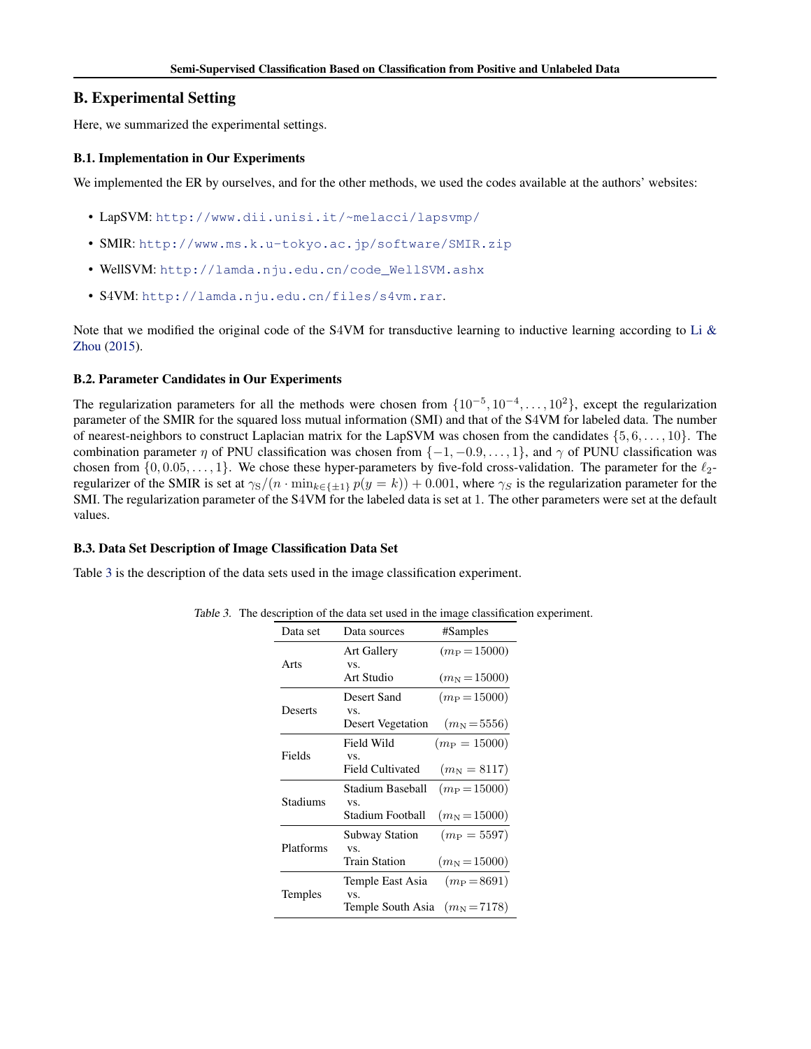## B. Experimental Setting

Here, we summarized the experimental settings.

### B.1. Implementation in Our Experiments

We implemented the ER by ourselves, and for the other methods, we used the codes available at the authors' websites:

- LapSVM: http://www.dii.unisi.it/~melacci/lapsvmp/
- SMIR: http://www.ms.k.u-tokyo.ac.jp/software/SMIR.zip
- WellSVM: http://lamda.nju.edu.cn/code_WellSVM.ashx
- S4VM: http://lamda.nju.edu.cn/files/s4vm.rar.

Note that we modified the original code of the S4VM for transductive learning to inductive learning according to Li & Zhou (2015).

### B.2. Parameter Candidates in Our Experiments

The regularization parameters for all the methods were chosen from $\{10^{-5}, 10^{-4}, \ldots, 10^{2}\}$, except the regularization parameter of the SMIR for the squared loss mutual information (SMI) and that of the S4VM for labeled data. The number of nearest-neighbors to construct Laplacian matrix for the LapSVM was chosen from the candidates $\{5, 6, \ldots, 10\}$. The combination parameter $\eta$ of PNU classification was chosen from $\{-1, -0.9, \ldots, 1\}$, and $\gamma$ of PUNU classification was chosen from $\{0, 0.05, \ldots, 1\}$. We chose these hyper-parameters by five-fold cross-validation. The parameter for the $\ell_2$-regularizer of the SMIR is set at $\gamma_{\mathrm{S}}/(n \cdot \min_{k \in \{\pm 1\}} p(y=k)) + 0.001$, where $\gamma_S$ is the regularization parameter for the SMI. The regularization parameter of the S4VM for the labeled data is set at 1. The other parameters were set at the default values.

### B.3. Data Set Description of Image Classification Data Set

Table 3 is the description of the data sets used in the image classification experiment.

*Table 3.* The description of the data set used in the image classification experiment.

| Data set | Data sources | #Samples |
|---|---|---|
| Arts | Art Gallery vs. Art Studio | ($m_{\mathrm{P}} = 15000$) ($m_{\mathrm{N}} = 15000$) |
| Deserts | Desert Sand vs. Desert Vegetation | ($m_{\mathrm{P}} = 15000$) ($m_{\mathrm{N}} = 5556$) |
| Fields | Field Wild vs. Field Cultivated | ($m_{\mathrm{P}} = 15000$) ($m_{\mathrm{N}} = 8117$) |
| Stadiums | Stadium Baseball vs. Stadium Football | ($m_{\mathrm{P}} = 15000$) ($m_{\mathrm{N}} = 15000$) |
| Platforms | Subway Station vs. Train Station | ($m_{\mathrm{P}} = 5597$) ($m_{\mathrm{N}} = 15000$) |
| Temples | Temple East Asia vs. Temple South Asia | ($m_{\mathrm{P}} = 8691$) ($m_{\mathrm{N}} = 7178$) |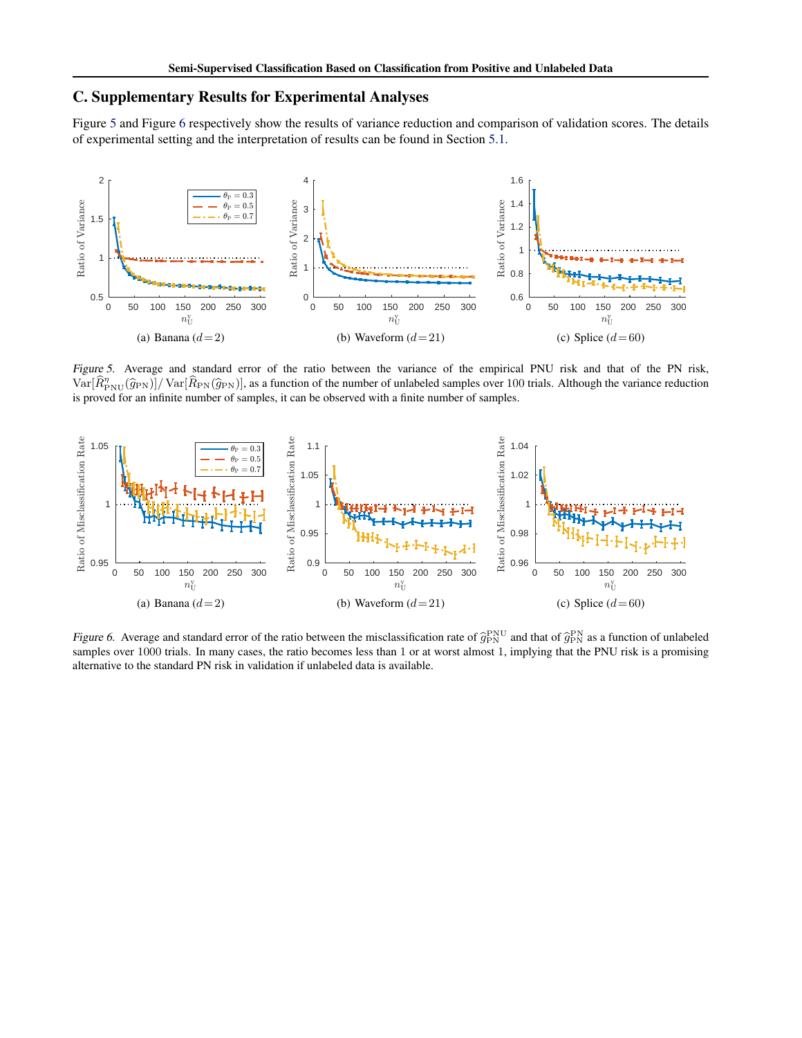## C. Supplementary Results for Experimental Analyses

Figure 5 and Figure 6 respectively show the results of variance reduction and comparison of validation scores. The details of experimental setting and the interpretation of results can be found in Section 5.1.

(a) Banana ($d = 2$) (b) Waveform ($d = 21$) (c) Splice ($d = 60$)

*Figure 5.* Average and standard error of the ratio between the variance of the empirical PNU risk and that of the PN risk, $\mathrm{Var}[\widehat{R}^{\eta}_{\mathrm{PNU}}(\widehat{g}_{\mathrm{PN}})]/\mathrm{Var}[\widehat{R}_{\mathrm{PN}}(\widehat{g}_{\mathrm{PN}})]$, as a function of the number of unlabeled samples over 100 trials. Although the variance reduction is proved for an infinite number of samples, it can be observed with a finite number of samples.

(a) Banana ($d = 2$) (b) Waveform ($d = 21$) (c) Splice ($d = 60$)

*Figure 6.* Average and standard error of the ratio between the misclassification rate of $\widehat{g}^{\mathrm{PNU}}_{\mathrm{PN}}$ and that of $\widehat{g}^{\mathrm{PN}}_{\mathrm{PN}}$ as a function of unlabeled samples over 1000 trials. In many cases, the ratio becomes less than 1 or at worst almost 1, implying that the PNU risk is a promising alternative to the standard PN risk in validation if unlabeled data is available.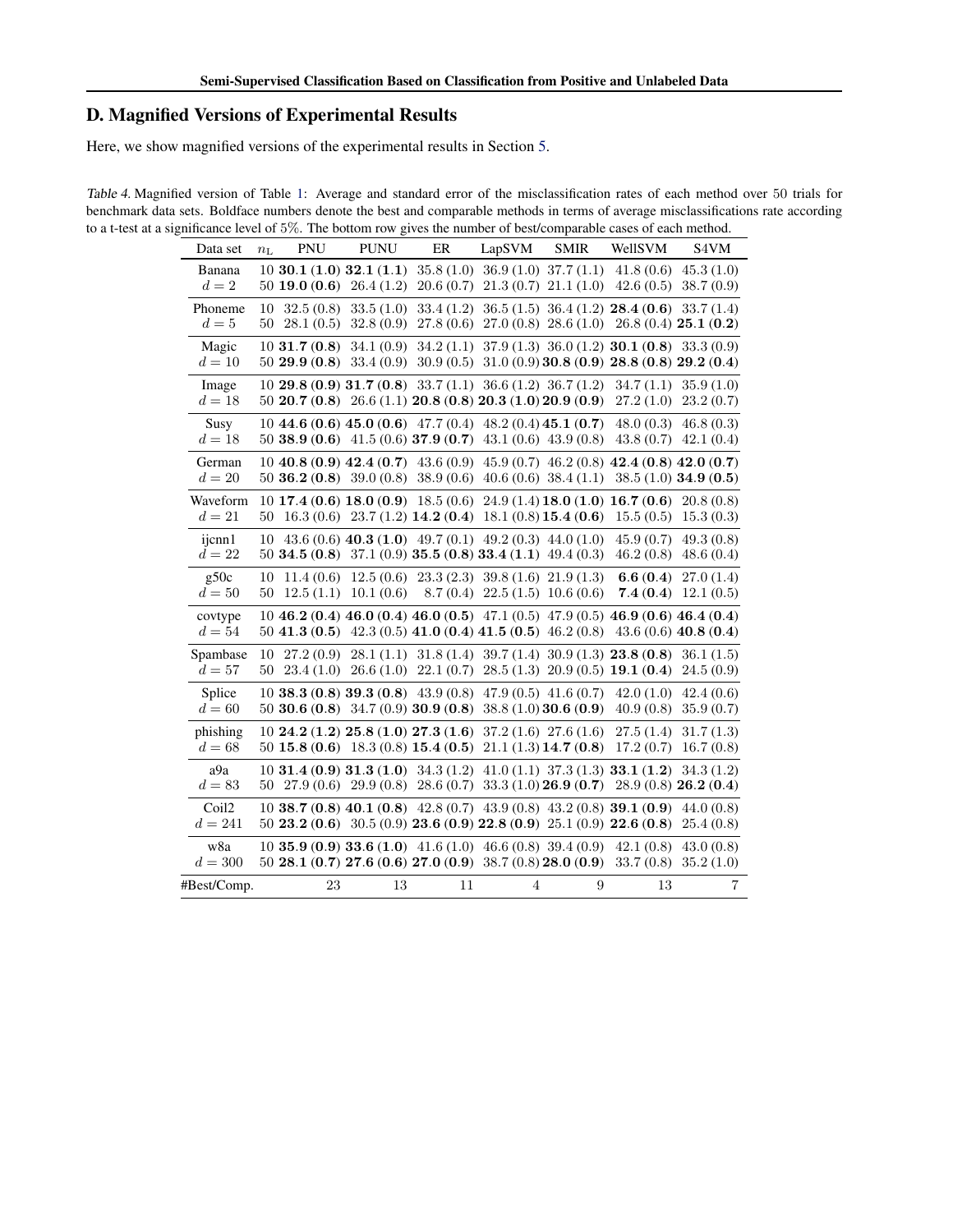## D. Magnified Versions of Experimental Results

Here, we show magnified versions of the experimental results in Section 5.

*Table 4.* Magnified version of Table 1: Average and standard error of the misclassification rates of each method over 50 trials for benchmark data sets. Boldface numbers denote the best and comparable methods in terms of average misclassifications rate according to a t-test at a significance level of 5%. The bottom row gives the number of best/comparable cases of each method.

| Data set | $n_L$ | PNU | PUNU | ER | LapSVM | SMIR | WellSVM | S4VM |
|---|---|---|---|---|---|---|---|---|
| Banana | 10 | **30.1 (1.0)** | **32.1 (1.1)** | 35.8 (1.0) | 36.9 (1.0) | 37.7 (1.1) | 41.8 (0.6) | 45.3 (1.0) |
| $d = 2$ | 50 | **19.0 (0.6)** | 26.4 (1.2) | 20.6 (0.7) | 21.3 (0.7) | 21.1 (1.0) | 42.6 (0.5) | 38.7 (0.9) |
| Phoneme | 10 | 32.5 (0.8) | 33.5 (1.0) | 33.4 (1.2) | 36.5 (1.5) | 36.4 (1.2) | **28.4 (0.6)** | 33.7 (1.4) |
| $d = 5$ | 50 | 28.1 (0.5) | 32.8 (0.9) | 27.8 (0.6) | 27.0 (0.8) | 28.6 (1.0) | 26.8 (0.4) | **25.1 (0.2)** |
| Magic | 10 | **31.7 (0.8)** | 34.1 (0.9) | 34.2 (1.1) | 37.9 (1.3) | 36.0 (1.2) | **30.1 (0.8)** | 33.3 (0.9) |
| $d = 10$ | 50 | **29.9 (0.8)** | 33.4 (0.9) | 30.9 (0.5) | 31.0 (0.9) | **30.8 (0.9)** | **28.8 (0.8)** | **29.2 (0.4)** |
| Image | 10 | **29.8 (0.9)** | **31.7 (0.8)** | 33.7 (1.1) | 36.6 (1.2) | 36.7 (1.2) | 34.7 (1.1) | 35.9 (1.0) |
| $d = 18$ | 50 | **20.7 (0.8)** | 26.6 (1.1) | **20.8 (0.8)** | **20.3 (1.0)** | **20.9 (0.9)** | 27.2 (1.0) | 23.2 (0.7) |
| Susy | 10 | **44.6 (0.6)** | **45.0 (0.6)** | 47.7 (0.4) | 48.2 (0.4) | **45.1 (0.7)** | 48.0 (0.3) | 46.8 (0.3) |
| $d = 18$ | 50 | **38.9 (0.6)** | 41.5 (0.6) | **37.9 (0.7)** | 43.1 (0.6) | 43.9 (0.8) | 43.8 (0.7) | 42.1 (0.4) |
| German | 10 | **40.8 (0.9)** | **42.4 (0.7)** | 43.6 (0.9) | 45.9 (0.7) | 46.2 (0.8) | **42.4 (0.8)** | **42.0 (0.7)** |
| $d = 20$ | 50 | **36.2 (0.8)** | 39.0 (0.8) | 38.9 (0.6) | 40.6 (0.6) | 38.4 (1.1) | 38.5 (1.0) | **34.9 (0.5)** |
| Waveform | 10 | **17.4 (0.6)** | **18.0 (0.9)** | 18.5 (0.6) | 24.9 (1.4) | **18.0 (1.0)** | **16.7 (0.6)** | 20.8 (0.8) |
| $d = 21$ | 50 | 16.3 (0.6) | 23.7 (1.2) | **14.2 (0.4)** | 18.1 (0.8) | **15.4 (0.6)** | 15.5 (0.5) | 15.3 (0.3) |
| ijcnn1 | 10 | 43.6 (0.6) | **40.3 (1.0)** | 49.7 (0.1) | 49.2 (0.3) | 44.0 (1.0) | 45.9 (0.7) | 49.3 (0.8) |
| $d = 22$ | 50 | **34.5 (0.8)** | 37.1 (0.9) | **35.5 (0.8)** | **33.4 (1.1)** | 49.4 (0.3) | 46.2 (0.8) | 48.6 (0.4) |
| g50c | 10 | 11.4 (0.6) | 12.5 (0.6) | 23.3 (2.3) | 39.8 (1.6) | 21.9 (1.3) | **6.6 (0.4)** | 27.0 (1.4) |
| $d = 50$ | 50 | 12.5 (1.1) | 10.1 (0.6) | 8.7 (0.4) | 22.5 (1.5) | 10.6 (0.6) | **7.4 (0.4)** | 12.1 (0.5) |
| covtype | 10 | **46.2 (0.4)** | **46.0 (0.4)** | **46.0 (0.5)** | 47.1 (0.5) | 47.9 (0.5) | **46.9 (0.6)** | **46.4 (0.4)** |
| $d = 54$ | 50 | **41.3 (0.5)** | 42.3 (0.5) | **41.0 (0.4)** | **41.5 (0.5)** | 46.2 (0.8) | 43.6 (0.6) | **40.8 (0.4)** |
| Spambase | 10 | 27.2 (0.9) | 28.1 (1.1) | 31.8 (1.4) | 39.7 (1.4) | 30.9 (1.3) | **23.8 (0.8)** | 36.1 (1.5) |
| $d = 57$ | 50 | 23.4 (1.0) | 26.6 (1.0) | 22.1 (0.7) | 28.5 (1.3) | 20.9 (0.5) | **19.1 (0.4)** | 24.5 (0.9) |
| Splice | 10 | **38.3 (0.8)** | **39.3 (0.8)** | 43.9 (0.8) | 47.9 (0.5) | 41.6 (0.7) | 42.0 (1.0) | 42.4 (0.6) |
| $d = 60$ | 50 | **30.6 (0.8)** | 34.7 (0.9) | **30.9 (0.8)** | 38.8 (1.0) | **30.6 (0.9)** | 40.9 (0.8) | 35.9 (0.7) |
| phishing | 10 | **24.2 (1.2)** | **25.8 (1.0)** | **27.3 (1.6)** | 37.2 (1.6) | 27.6 (1.6) | 27.5 (1.4) | 31.7 (1.3) |
| $d = 68$ | 50 | **15.8 (0.6)** | 18.3 (0.8) | **15.4 (0.5)** | 21.1 (1.3) | **14.7 (0.8)** | 17.2 (0.7) | 16.7 (0.8) |
| a9a | 10 | **31.4 (0.9)** | **31.3 (1.0)** | 34.3 (1.2) | 41.0 (1.1) | 37.3 (1.3) | **33.1 (1.2)** | 34.3 (1.2) |
| $d = 83$ | 50 | 27.9 (0.6) | 29.9 (0.8) | 28.6 (0.7) | 33.3 (1.0) | **26.9 (0.7)** | 28.9 (0.8) | **26.2 (0.4)** |
| Coil2 | 10 | **38.7 (0.8)** | **40.1 (0.8)** | 42.8 (0.7) | 43.9 (0.8) | 43.2 (0.8) | **39.1 (0.9)** | 44.0 (0.8) |
| $d = 241$ | 50 | **23.2 (0.6)** | 30.5 (0.9) | **23.6 (0.9)** | **22.8 (0.9)** | 25.1 (0.9) | **22.6 (0.8)** | 25.4 (0.8) |
| w8a | 10 | **35.9 (0.9)** | **33.6 (1.0)** | 41.6 (1.0) | 46.6 (0.8) | 39.4 (0.9) | 42.1 (0.8) | 43.0 (0.8) |
| $d = 300$ | 50 | **28.1 (0.7)** | **27.6 (0.6)** | **27.0 (0.9)** | 38.7 (0.8) | **28.0 (0.9)** | 33.7 (0.8) | 35.2 (1.0) |
| #Best/Comp. | | 23 | 13 | 11 | 4 | 9 | 13 | 7 |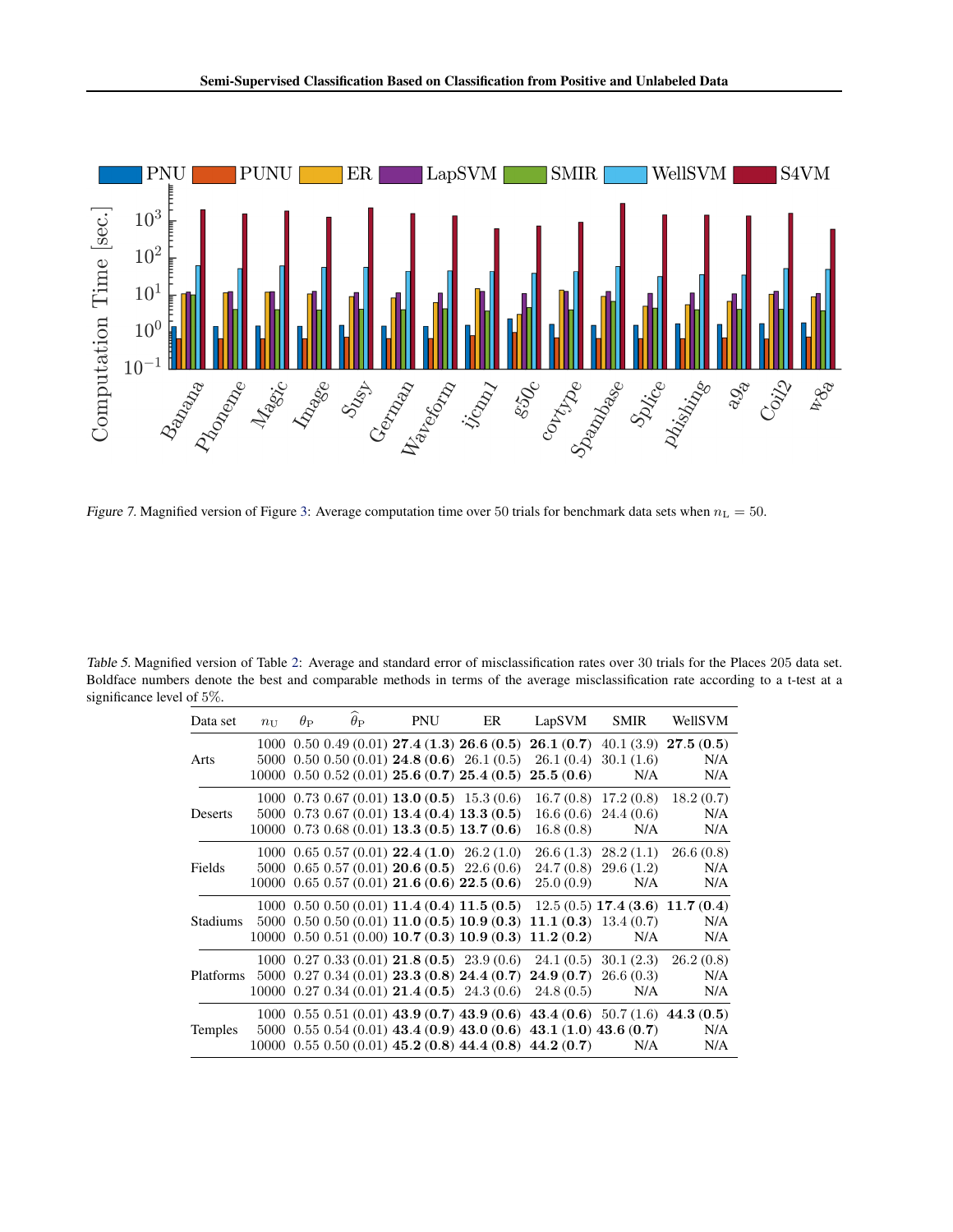PNU PUNU ER LapSVM SMIR WellSVM S4VM

Computation Time [sec.]

$10^{3}$
$10^{2}$
$10^{1}$
$10^{0}$
$10^{-1}$

Banana Phoneme Magic Image Susy German Waveform ijcnn1 g50c covtype Spambase Splice phishing a9a Coil2 w8a

*Figure 7.* Magnified version of Figure 3: Average computation time over 50 trials for benchmark data sets when $n_{\mathrm{L}} = 50$.

*Table 5.* Magnified version of Table 2: Average and standard error of misclassification rates over 30 trials for the Places 205 data set. Boldface numbers denote the best and comparable methods in terms of the average misclassification rate according to a t-test at a significance level of 5%.

| Data set | $n_{\mathrm{U}}$ | $\theta_{\mathrm{P}}$ | $\widehat{\theta}_{\mathrm{P}}$ | PNU | ER | LapSVM | SMIR | WellSVM |
|---|---|---|---|---|---|---|---|---|
| Arts | 1000 | 0.50 | 0.49 (0.01) | **27.4 (1.3)** | **26.6 (0.5)** | **26.1 (0.7)** | 40.1 (3.9) | **27.5 (0.5)** |
| | 5000 | 0.50 | 0.50 (0.01) | **24.8 (0.6)** | 26.1 (0.5) | 26.1 (0.4) | 30.1 (1.6) | N/A |
| | 10000 | 0.50 | 0.52 (0.01) | **25.6 (0.7)** | **25.4 (0.5)** | **25.5 (0.6)** | N/A | N/A |
| Deserts | 1000 | 0.73 | 0.67 (0.01) | **13.0 (0.5)** | 15.3 (0.6) | 16.7 (0.8) | 17.2 (0.8) | 18.2 (0.7) |
| | 5000 | 0.73 | 0.67 (0.01) | **13.4 (0.4)** | **13.3 (0.5)** | 16.6 (0.6) | 24.4 (0.6) | N/A |
| | 10000 | 0.73 | 0.68 (0.01) | **13.3 (0.5)** | **13.7 (0.6)** | 16.8 (0.8) | N/A | N/A |
| Fields | 1000 | 0.65 | 0.57 (0.01) | **22.4 (1.0)** | 26.2 (1.0) | 26.6 (1.3) | 28.2 (1.1) | 26.6 (0.8) |
| | 5000 | 0.65 | 0.57 (0.01) | **20.6 (0.5)** | 22.6 (0.6) | 24.7 (0.8) | 29.6 (1.2) | N/A |
| | 10000 | 0.65 | 0.57 (0.01) | **21.6 (0.6)** | **22.5 (0.6)** | 25.0 (0.9) | N/A | N/A |
| Stadiums | 1000 | 0.50 | 0.50 (0.01) | **11.4 (0.4)** | **11.5 (0.5)** | 12.5 (0.5) | **17.4 (3.6)** | **11.7 (0.4)** |
| | 5000 | 0.50 | 0.50 (0.01) | **11.0 (0.5)** | **10.9 (0.3)** | **11.1 (0.3)** | 13.4 (0.7) | N/A |
| | 10000 | 0.50 | 0.51 (0.00) | **10.7 (0.3)** | **10.9 (0.3)** | **11.2 (0.2)** | N/A | N/A |
| Platforms | 1000 | 0.27 | 0.33 (0.01) | **21.8 (0.5)** | 23.9 (0.6) | 24.1 (0.5) | 30.1 (2.3) | 26.2 (0.8) |
| | 5000 | 0.27 | 0.34 (0.01) | **23.3 (0.8)** | **24.4 (0.7)** | **24.9 (0.7)** | 26.6 (0.3) | N/A |
| | 10000 | 0.27 | 0.34 (0.01) | **21.4 (0.5)** | 24.3 (0.6) | 24.8 (0.5) | N/A | N/A |
| Temples | 1000 | 0.55 | 0.51 (0.01) | **43.9 (0.7)** | **43.9 (0.6)** | **43.4 (0.6)** | 50.7 (1.6) | **44.3 (0.5)** |
| | 5000 | 0.55 | 0.54 (0.01) | **43.4 (0.9)** | **43.0 (0.6)** | **43.1 (1.0)** | **43.6 (0.7)** | N/A |
| | 10000 | 0.55 | 0.50 (0.01) | **45.2 (0.8)** | **44.4 (0.8)** | **44.2 (0.7)** | N/A | N/A |